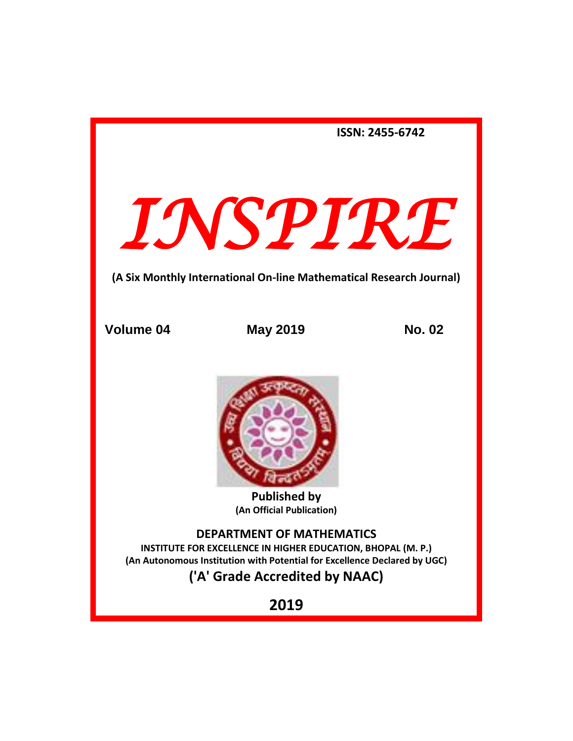ISSN: 2455-6742

# *INSPIRE*

**(A Six Monthly International On-line Mathematical Research Journal)**

**Volume 04** **May 2019** **No. 02**

**Published by**
**(An Official Publication)**

## DEPARTMENT OF MATHEMATICS

**INSTITUTE FOR EXCELLENCE IN HIGHER EDUCATION, BHOPAL (M. P.)**
**(An Autonomous Institution with Potential for Excellence Declared by UGC)**

**('A' Grade Accredited by NAAC)**

**2019**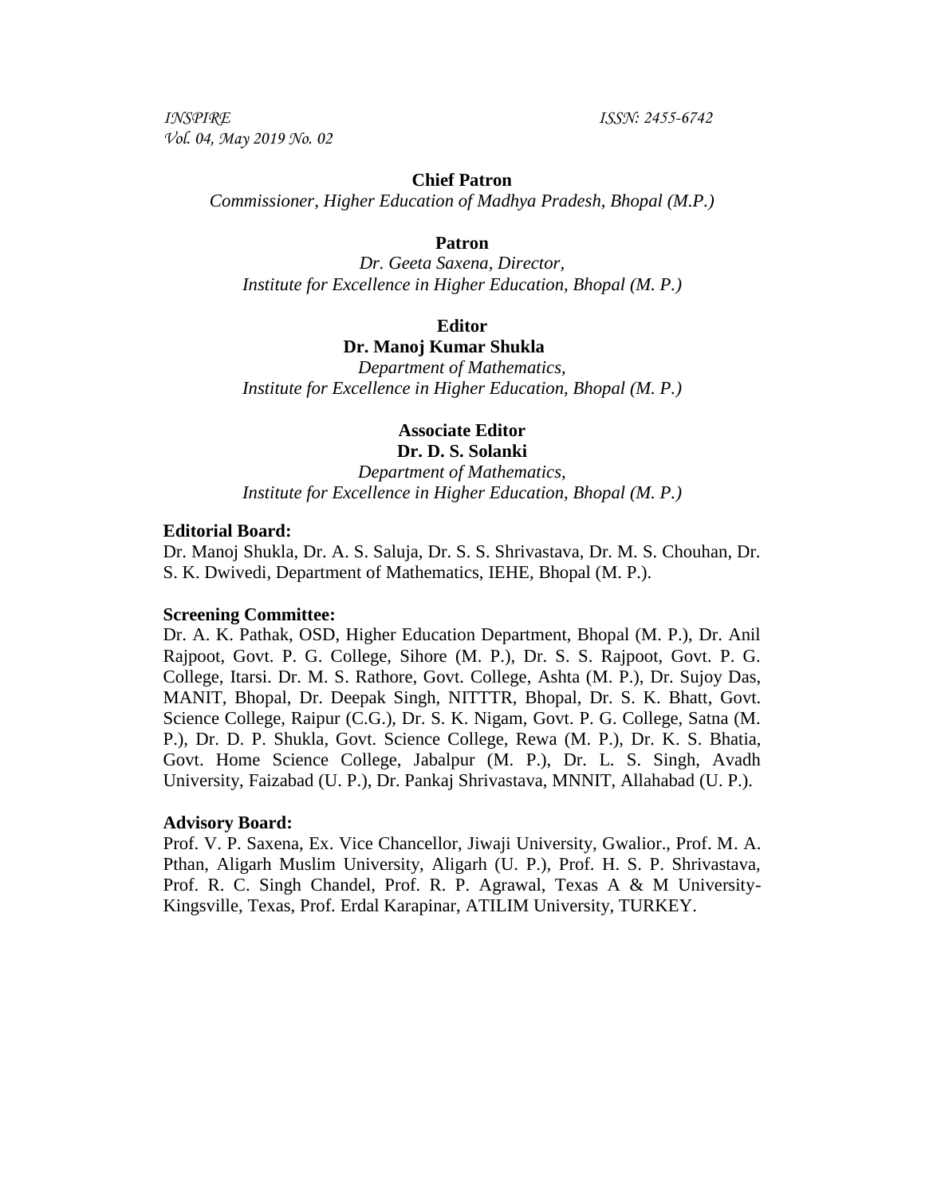**Chief Patron**

*Commissioner, Higher Education of Madhya Pradesh, Bhopal (M.P.)*

**Patron**

*Dr. Geeta Saxena, Director,*
*Institute for Excellence in Higher Education, Bhopal (M. P.)*

**Editor**

**Dr. Manoj Kumar Shukla**

*Department of Mathematics,*
*Institute for Excellence in Higher Education, Bhopal (M. P.)*

**Associate Editor**

**Dr. D. S. Solanki**

*Department of Mathematics,*
*Institute for Excellence in Higher Education, Bhopal (M. P.)*

**Editorial Board:**

Dr. Manoj Shukla, Dr. A. S. Saluja, Dr. S. S. Shrivastava, Dr. M. S. Chouhan, Dr. S. K. Dwivedi, Department of Mathematics, IEHE, Bhopal (M. P.).

**Screening Committee:**

Dr. A. K. Pathak, OSD, Higher Education Department, Bhopal (M. P.), Dr. Anil Rajpoot, Govt. P. G. College, Sihore (M. P.), Dr. S. S. Rajpoot, Govt. P. G. College, Itarsi. Dr. M. S. Rathore, Govt. College, Ashta (M. P.), Dr. Sujoy Das, MANIT, Bhopal, Dr. Deepak Singh, NITTTR, Bhopal, Dr. S. K. Bhatt, Govt. Science College, Raipur (C.G.), Dr. S. K. Nigam, Govt. P. G. College, Satna (M. P.), Dr. D. P. Shukla, Govt. Science College, Rewa (M. P.), Dr. K. S. Bhatia, Govt. Home Science College, Jabalpur (M. P.), Dr. L. S. Singh, Avadh University, Faizabad (U. P.), Dr. Pankaj Shrivastava, MNNIT, Allahabad (U. P.).

**Advisory Board:**

Prof. V. P. Saxena, Ex. Vice Chancellor, Jiwaji University, Gwalior., Prof. M. A. Pthan, Aligarh Muslim University, Aligarh (U. P.), Prof. H. S. P. Shrivastava, Prof. R. C. Singh Chandel, Prof. R. P. Agrawal, Texas A & M University-Kingsville, Texas, Prof. Erdal Karapinar, ATILIM University, TURKEY.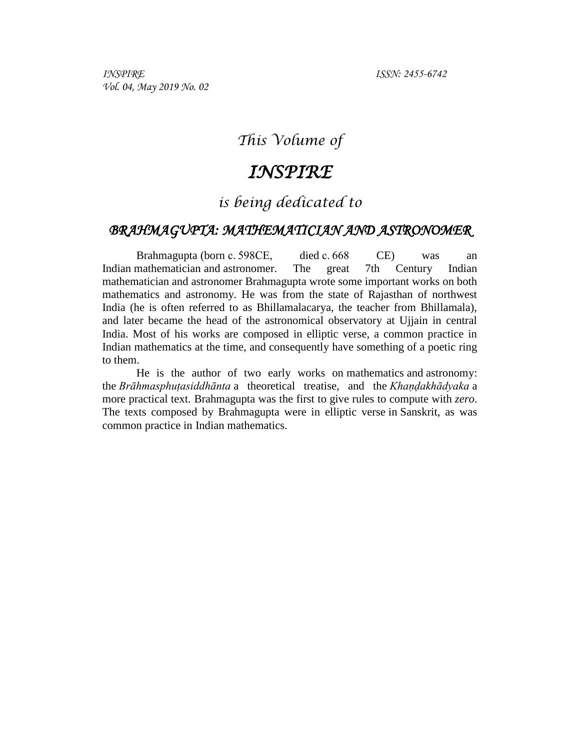*This Volume of*

# *INSPIRE*

*is being dedicated to*

## *BRAHMAGUPTA: MATHEMATICIAN AND ASTRONOMER*

Brahmagupta (born c. 598CE, died c. 668 CE) was an Indian mathematician and astronomer. The great 7th Century Indian mathematician and astronomer Brahmagupta wrote some important works on both mathematics and astronomy. He was from the state of Rajasthan of northwest India (he is often referred to as Bhillamalacarya, the teacher from Bhillamala), and later became the head of the astronomical observatory at Ujjain in central India. Most of his works are composed in elliptic verse, a common practice in Indian mathematics at the time, and consequently have something of a poetic ring to them.

He is the author of two early works on mathematics and astronomy: the *Brāhmasphuṭasiddhānta* a theoretical treatise, and the *Khaṇḍakhādyaka* a more practical text. Brahmagupta was the first to give rules to compute with *zero*. The texts composed by Brahmagupta were in elliptic verse in Sanskrit, as was common practice in Indian mathematics.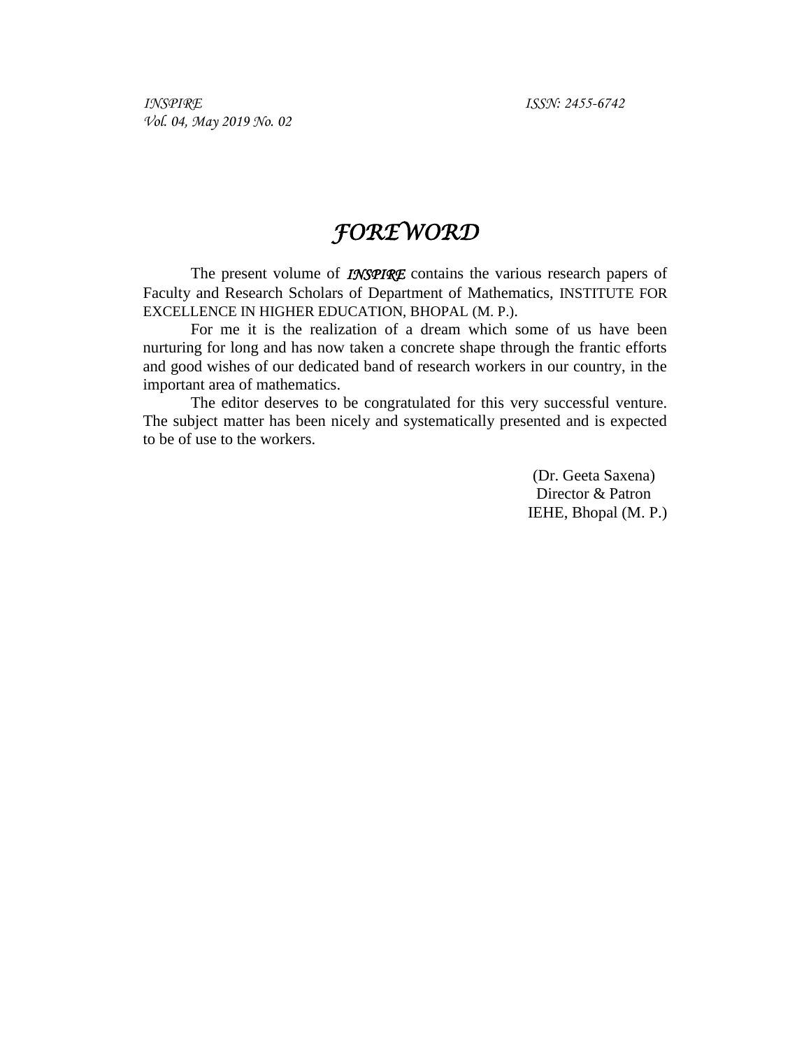# *FOREWORD*

The present volume of ***INSPIRE*** contains the various research papers of Faculty and Research Scholars of Department of Mathematics, INSTITUTE FOR EXCELLENCE IN HIGHER EDUCATION, BHOPAL (M. P.).

For me it is the realization of a dream which some of us have been nurturing for long and has now taken a concrete shape through the frantic efforts and good wishes of our dedicated band of research workers in our country, in the important area of mathematics.

The editor deserves to be congratulated for this very successful venture. The subject matter has been nicely and systematically presented and is expected to be of use to the workers.

(Dr. Geeta Saxena)
Director & Patron
IEHE, Bhopal (M. P.)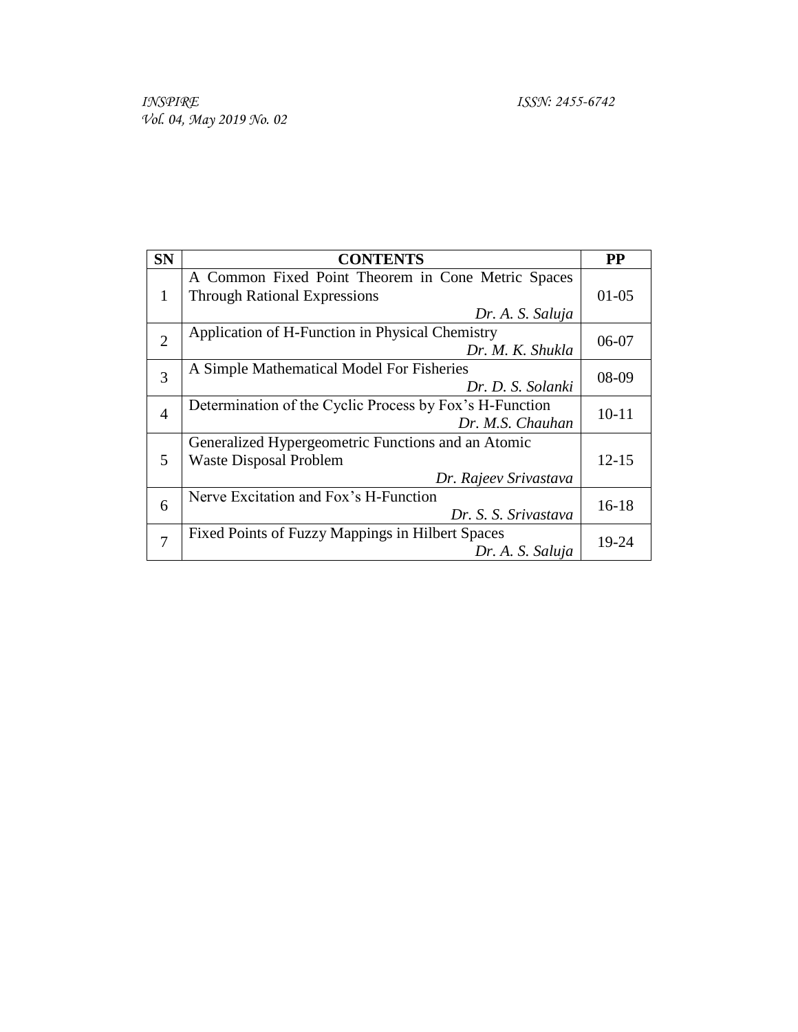| SN | CONTENTS | PP |
|---|---|---|
| 1 | A Common Fixed Point Theorem in Cone Metric Spaces Through Rational Expressions *Dr. A. S. Saluja* | 01-05 |
| 2 | Application of H-Function in Physical Chemistry *Dr. M. K. Shukla* | 06-07 |
| 3 | A Simple Mathematical Model For Fisheries *Dr. D. S. Solanki* | 08-09 |
| 4 | Determination of the Cyclic Process by Fox's H-Function *Dr. M.S. Chauhan* | 10-11 |
| 5 | Generalized Hypergeometric Functions and an Atomic Waste Disposal Problem *Dr. Rajeev Srivastava* | 12-15 |
| 6 | Nerve Excitation and Fox's H-Function *Dr. S. S. Srivastava* | 16-18 |
| 7 | Fixed Points of Fuzzy Mappings in Hilbert Spaces *Dr. A. S. Saluja* | 19-24 |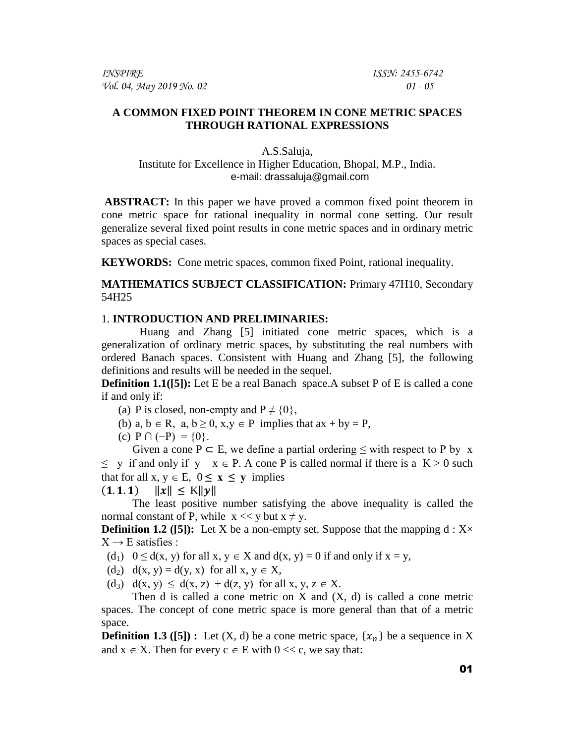## A COMMON FIXED POINT THEOREM IN CONE METRIC SPACES THROUGH RATIONAL EXPRESSIONS

A.S.Saluja,
Institute for Excellence in Higher Education, Bhopal, M.P., India.
e-mail: drassaluja@gmail.com

**ABSTRACT:** In this paper we have proved a common fixed point theorem in cone metric space for rational inequality in normal cone setting. Our result generalize several fixed point results in cone metric spaces and in ordinary metric spaces as special cases.

**KEYWORDS:** Cone metric spaces, common fixed Point, rational inequality.

**MATHEMATICS SUBJECT CLASSIFICATION:** Primary 47H10, Secondary 54H25

### 1. INTRODUCTION AND PRELIMINARIES:

Huang and Zhang [5] initiated cone metric spaces, which is a generalization of ordinary metric spaces, by substituting the real numbers with ordered Banach spaces. Consistent with Huang and Zhang [5], the following definitions and results will be needed in the sequel.

**Definition 1.1([5]):** Let E be a real Banach space.A subset P of E is called a cone if and only if:

(a) P is closed, non-empty and $P \neq \{0\}$,

(b) $a, b \in R$, $a, b \geq 0$, $x, y \in P$ implies that $ax + by = P$,

(c) $P \cap (-P) = \{0\}$.

Given a cone $P \subset E$, we define a partial ordering $\leq$ with respect to P by $x \leq y$ if and only if $y - x \in P$. A cone P is called normal if there is a $K > 0$ such that for all $x, y \in E$, $0 \leq \mathbf{x} \leq \mathbf{y}$ implies

$$(\mathbf{1.1.1}) \quad \|\boldsymbol{x}\| \leq K\|\boldsymbol{y}\|$$

The least positive number satisfying the above inequality is called the normal constant of P, while $x << y$ but $x \neq y$.

**Definition 1.2 ([5]):** Let X be a non-empty set. Suppose that the mapping $d : X \times X \rightarrow E$ satisfies :

($d_1$) $0 \leq d(x, y)$ for all $x, y \in X$ and $d(x, y) = 0$ if and only if $x = y$,

($d_2$) $d(x, y) = d(y, x)$ for all $x, y \in X$,

($d_3$) $d(x, y) \leq d(x, z) + d(z, y)$ for all $x, y, z \in X$.

Then d is called a cone metric on X and (X, d) is called a cone metric spaces. The concept of cone metric space is more general than that of a metric space.

**Definition 1.3 ([5]) :** Let (X, d) be a cone metric space, $\{x_n\}$ be a sequence in X and $x \in X$. Then for every $c \in E$ with $0 << c$, we say that: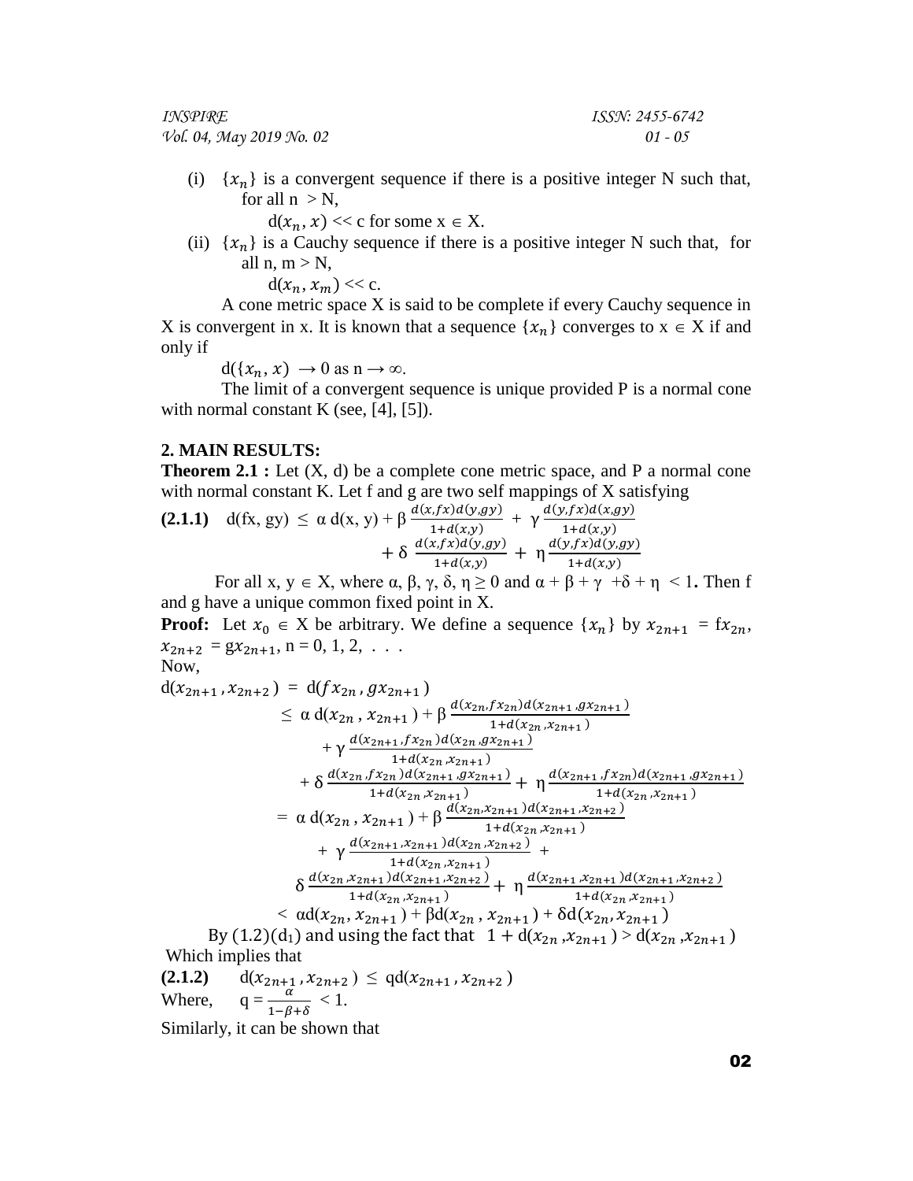(i) $\{x_n\}$ is a convergent sequence if there is a positive integer N such that, for all n > N,

$d(x_n, x) << c$ for some $x \in X$.

(ii) $\{x_n\}$ is a Cauchy sequence if there is a positive integer N such that, for all n, m > N,

$d(x_n, x_m) << c$.

A cone metric space X is said to be complete if every Cauchy sequence in X is convergent in x. It is known that a sequence $\{x_n\}$ converges to $x \in X$ if and only if

$d(\{x_n, x) \to 0$ as $n \to \infty$.

The limit of a convergent sequence is unique provided P is a normal cone with normal constant K (see, [4], [5]).

## 2. MAIN RESULTS:

**Theorem 2.1 :** Let (X, d) be a complete cone metric space, and P a normal cone with normal constant K. Let f and g are two self mappings of X satisfying

**(2.1.1)**
$$d(fx, gy) \le \alpha\, d(x, y) + \beta \frac{d(x,fx)d(y,gy)}{1+d(x,y)} + \gamma \frac{d(y,fx)d(x,gy)}{1+d(x,y)} + \delta \frac{d(x,fx)d(y,gy)}{1+d(x,y)} + \eta \frac{d(y,fx)d(y,gy)}{1+d(x,y)}$$

For all $x, y \in X$, where $\alpha, \beta, \gamma, \delta, \eta \ge 0$ and $\alpha + \beta + \gamma + \delta + \eta < 1$**.** Then f and g have a unique common fixed point in X.

**Proof:** Let $x_0 \in X$ be arbitrary. We define a sequence $\{x_n\}$ by $x_{2n+1} = fx_{2n}$, $x_{2n+2} = gx_{2n+1}$, n = 0, 1, 2, . . .

Now,

$$\begin{aligned}
d(x_{2n+1}, x_{2n+2}) &= d(fx_{2n}, gx_{2n+1}) \\
&\le \alpha\, d(x_{2n}, x_{2n+1}) + \beta \frac{d(x_{2n},fx_{2n})d(x_{2n+1},gx_{2n+1})}{1+d(x_{2n},x_{2n+1})} \\
&\quad + \gamma \frac{d(x_{2n+1},fx_{2n})d(x_{2n},gx_{2n+1})}{1+d(x_{2n},x_{2n+1})} \\
&\quad + \delta \frac{d(x_{2n},fx_{2n})d(x_{2n+1},gx_{2n+1})}{1+d(x_{2n},x_{2n+1})} + \eta \frac{d(x_{2n+1},fx_{2n})d(x_{2n+1},gx_{2n+1})}{1+d(x_{2n},x_{2n+1})} \\
&= \alpha\, d(x_{2n}, x_{2n+1}) + \beta \frac{d(x_{2n},x_{2n+1})d(x_{2n+1},x_{2n+2})}{1+d(x_{2n},x_{2n+1})} \\
&\quad + \gamma \frac{d(x_{2n+1},x_{2n+1})d(x_{2n},x_{2n+2})}{1+d(x_{2n},x_{2n+1})} + \\
&\quad \delta \frac{d(x_{2n},x_{2n+1})d(x_{2n+1},x_{2n+2})}{1+d(x_{2n},x_{2n+1})} + \eta \frac{d(x_{2n+1},x_{2n+1})d(x_{2n+1},x_{2n+2})}{1+d(x_{2n},x_{2n+1})} \\
&< \alpha d(x_{2n}, x_{2n+1}) + \beta d(x_{2n}, x_{2n+1}) + \delta d(x_{2n}, x_{2n+1})
\end{aligned}$$

By (1.2)($d_1$) and using the fact that $1 + d(x_{2n}, x_{2n+1}) > d(x_{2n}, x_{2n+1})$

Which implies that

**(2.1.2)** $\quad d(x_{2n+1}, x_{2n+2}) \le q d(x_{2n+1}, x_{2n+2})$

Where, $\quad q = \frac{\alpha}{1-\beta+\delta} < 1$.

Similarly, it can be shown that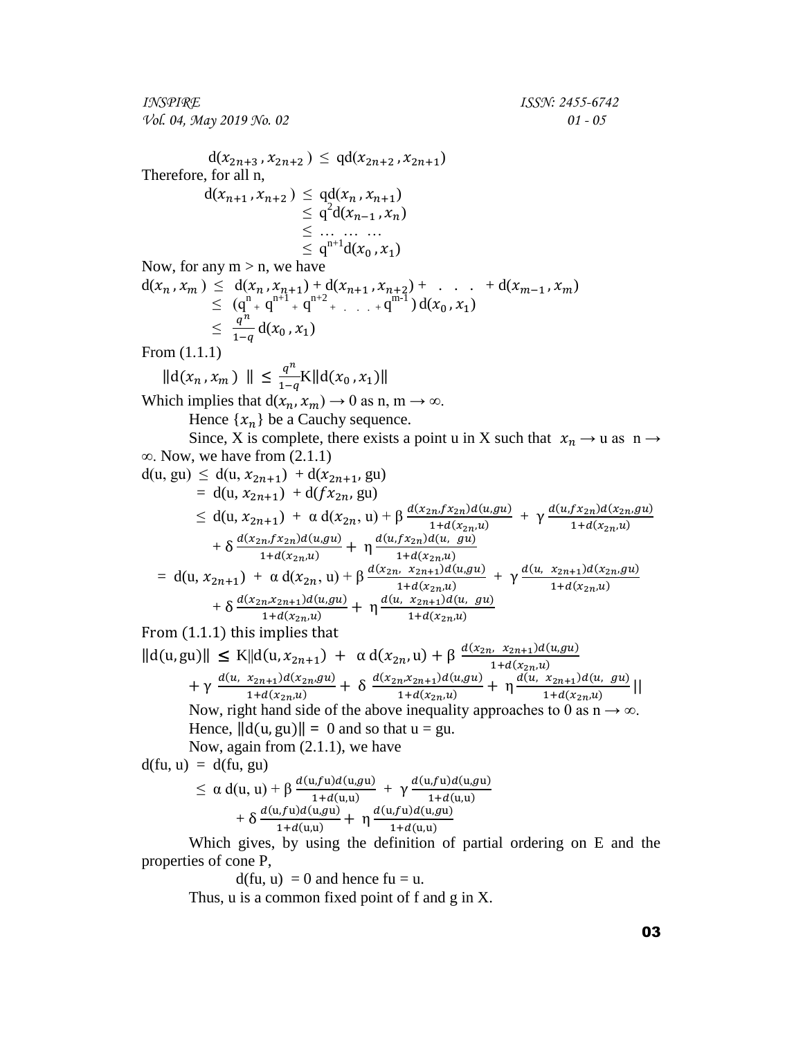$$d(x_{2n+3}, x_{2n+2}) \leq qd(x_{2n+2}, x_{2n+1})$$

Therefore, for all n,

$$\begin{aligned} d(x_{n+1}, x_{n+2}) &\leq qd(x_n, x_{n+1}) \\ &\leq q^2 d(x_{n-1}, x_n) \\ &\leq \ldots \ldots \ldots \\ &\leq q^{n+1} d(x_0, x_1) \end{aligned}$$

Now, for any m > n, we have

$$\begin{aligned} d(x_n, x_m) &\leq d(x_n, x_{n+1}) + d(x_{n+1}, x_{n+2}) + \ . \ . \ . \ + d(x_{m-1}, x_m) \\ &\leq (q^n + q^{n+1} + q^{n+2} + \ . \ . \ . + q^{m-1}) \, d(x_0, x_1) \\ &\leq \frac{q^n}{1-q} d(x_0, x_1) \end{aligned}$$

From (1.1.1)

$$\|d(x_n, x_m)\| \leq \frac{q^n}{1-q} K \|d(x_0, x_1)\|$$

Which implies that $d(x_n, x_m) \to 0$ as n, m $\to \infty$.

Hence $\{x_n\}$ be a Cauchy sequence.

Since, X is complete, there exists a point u in X such that $x_n \to$ u as n $\to \infty$. Now, we have from (2.1.1)

$$\begin{aligned} d(u, gu) &\leq d(u, x_{2n+1}) + d(x_{2n+1}, gu) \\ &= d(u, x_{2n+1}) + d(fx_{2n}, gu) \\ &\leq d(u, x_{2n+1}) + \alpha\, d(x_{2n}, u) + \beta \frac{d(x_{2n}, fx_{2n}) d(u,gu)}{1+d(x_{2n},u)} + \gamma \frac{d(u,fx_{2n}) d(x_{2n},gu)}{1+d(x_{2n},u)} \\ &\quad + \delta \frac{d(x_{2n}, fx_{2n}) d(u,gu)}{1+d(x_{2n},u)} + \eta \frac{d(u,fx_{2n}) d(u, gu)}{1+d(x_{2n},u)} \\ &= d(u, x_{2n+1}) + \alpha\, d(x_{2n}, u) + \beta \frac{d(x_{2n}, x_{2n+1}) d(u,gu)}{1+d(x_{2n},u)} + \gamma \frac{d(u, x_{2n+1}) d(x_{2n},gu)}{1+d(x_{2n},u)} \\ &\quad + \delta \frac{d(x_{2n}, x_{2n+1}) d(u,gu)}{1+d(x_{2n},u)} + \eta \frac{d(u, x_{2n+1}) d(u, gu)}{1+d(x_{2n},u)} \end{aligned}$$

From (1.1.1) this implies that

$$\begin{aligned} \|d(u,gu)\| &\leq K \| d(u, x_{2n+1}) + \alpha\, d(x_{2n}, u) + \beta \frac{d(x_{2n}, x_{2n+1}) d(u,gu)}{1+d(x_{2n},u)} \\ &\quad + \gamma \frac{d(u, x_{2n+1}) d(x_{2n},gu)}{1+d(x_{2n},u)} + \delta \frac{d(x_{2n}, x_{2n+1}) d(u,gu)}{1+d(x_{2n},u)} + \eta \frac{d(u, x_{2n+1}) d(u, gu)}{1+d(x_{2n},u)} \| \end{aligned}$$

Now, right hand side of the above inequality approaches to 0 as n $\to \infty$.

Hence, $\|d(u, gu)\| = 0$ and so that u = gu.

Now, again from (2.1.1), we have

$$\begin{aligned} d(fu, u) &= d(fu, gu) \\ &\leq \alpha\, d(u, u) + \beta \frac{d(u,fu) d(u,gu)}{1+d(u,u)} + \gamma \frac{d(u,fu) d(u,gu)}{1+d(u,u)} \\ &\quad + \delta \frac{d(u,fu) d(u,gu)}{1+d(u,u)} + \eta \frac{d(u,fu) d(u,gu)}{1+d(u,u)} \end{aligned}$$

Which gives, by using the definition of partial ordering on E and the properties of cone P,

$$d(fu, u) = 0 \text{ and hence } fu = u.$$

Thus, u is a common fixed point of f and g in X.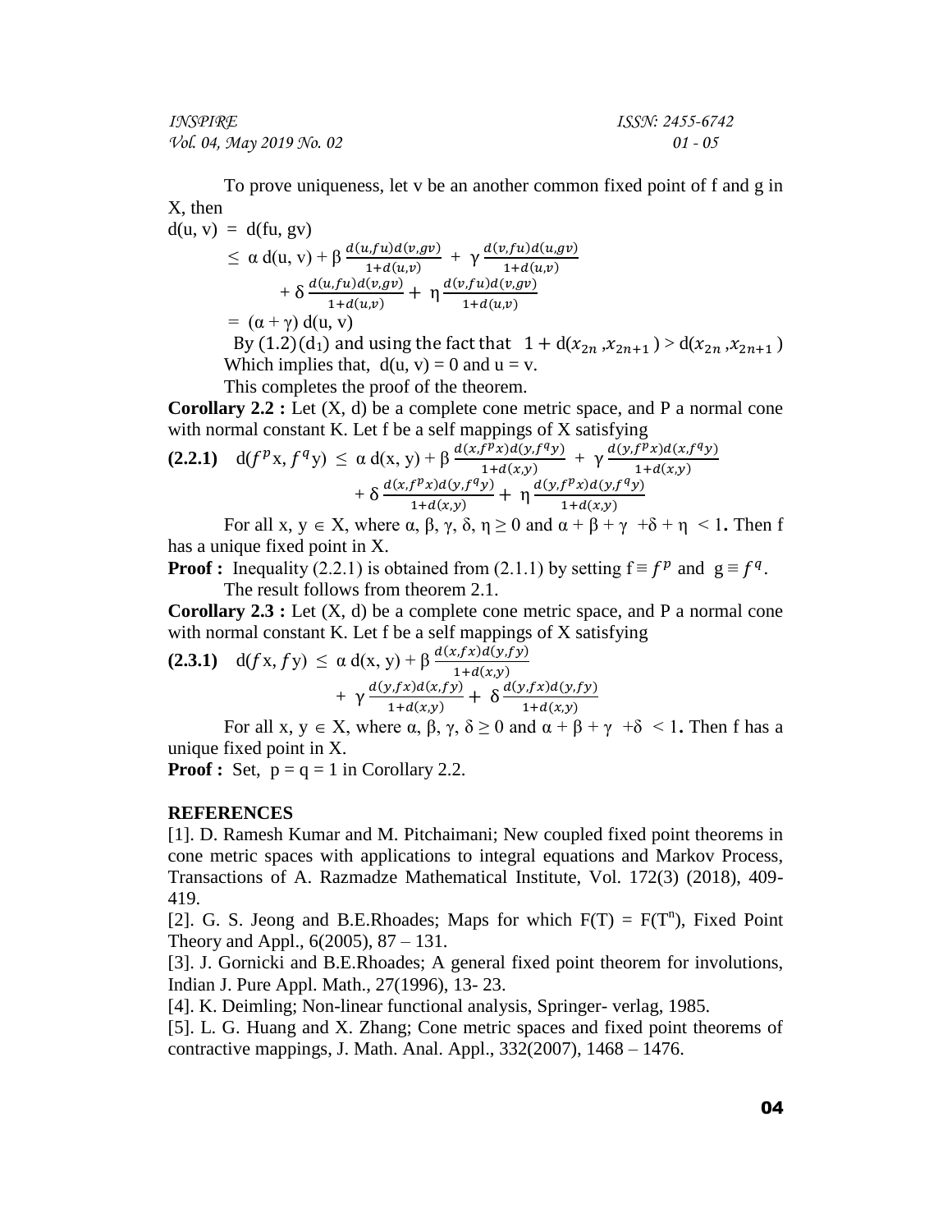To prove uniqueness, let v be an another common fixed point of f and g in X, then

$$
\begin{aligned}
d(u, v) &= d(fu, gv) \\
&\leq \alpha\, d(u, v) + \beta \frac{d(u,fu)d(v,gv)}{1+d(u,v)} + \gamma \frac{d(v,fu)d(u,gv)}{1+d(u,v)} \\
&\quad + \delta \frac{d(u,fu)d(v,gv)}{1+d(u,v)} + \eta \frac{d(v,fu)d(v,gv)}{1+d(u,v)} \\
&= (\alpha + \gamma)\, d(u, v)
\end{aligned}
$$

By (1.2)($d_1$) and using the fact that $1 + d(x_{2n}, x_{2n+1}) > d(x_{2n}, x_{2n+1})$

Which implies that, $d(u, v) = 0$ and $u = v$.

This completes the proof of the theorem.

**Corollary 2.2 :** Let (X, d) be a complete cone metric space, and P a normal cone with normal constant K. Let f be a self mappings of X satisfying

**(2.2.1)** $$d(f^p x, f^q y) \leq \alpha\, d(x, y) + \beta \frac{d(x,f^p x)d(y,f^q y)}{1+d(x,y)} + \gamma \frac{d(y,f^p x)d(x,f^q y)}{1+d(x,y)} + \delta \frac{d(x,f^p x)d(y,f^q y)}{1+d(x,y)} + \eta \frac{d(y,f^p x)d(y,f^q y)}{1+d(x,y)}$$

For all x, y $\in$ X, where $\alpha, \beta, \gamma, \delta, \eta \geq 0$ and $\alpha + \beta + \gamma + \delta + \eta < 1$**.** Then f has a unique fixed point in X.

**Proof :** Inequality (2.2.1) is obtained from (2.1.1) by setting $f \equiv f^p$ and $g \equiv f^q$.

The result follows from theorem 2.1.

**Corollary 2.3 :** Let (X, d) be a complete cone metric space, and P a normal cone with normal constant K. Let f be a self mappings of X satisfying

**(2.3.1)** $$d(fx, fy) \leq \alpha\, d(x, y) + \beta \frac{d(x,fx)d(y,fy)}{1+d(x,y)} + \gamma \frac{d(y,fx)d(x,fy)}{1+d(x,y)} + \delta \frac{d(y,fx)d(y,fy)}{1+d(x,y)}$$

For all x, y $\in$ X, where $\alpha, \beta, \gamma, \delta \geq 0$ and $\alpha + \beta + \gamma + \delta < 1$**.** Then f has a unique fixed point in X.

**Proof :** Set, $p = q = 1$ in Corollary 2.2.

## REFERENCES

[1]. D. Ramesh Kumar and M. Pitchaimani; New coupled fixed point theorems in cone metric spaces with applications to integral equations and Markov Process, Transactions of A. Razmadze Mathematical Institute, Vol. 172(3) (2018), 409-419.

[2]. G. S. Jeong and B.E.Rhoades; Maps for which $F(T) = F(T^n)$, Fixed Point Theory and Appl., 6(2005), 87 – 131.

[3]. J. Gornicki and B.E.Rhoades; A general fixed point theorem for involutions, Indian J. Pure Appl. Math., 27(1996), 13- 23.

[4]. K. Deimling; Non-linear functional analysis, Springer- verlag, 1985.

[5]. L. G. Huang and X. Zhang; Cone metric spaces and fixed point theorems of contractive mappings, J. Math. Anal. Appl., 332(2007), 1468 – 1476.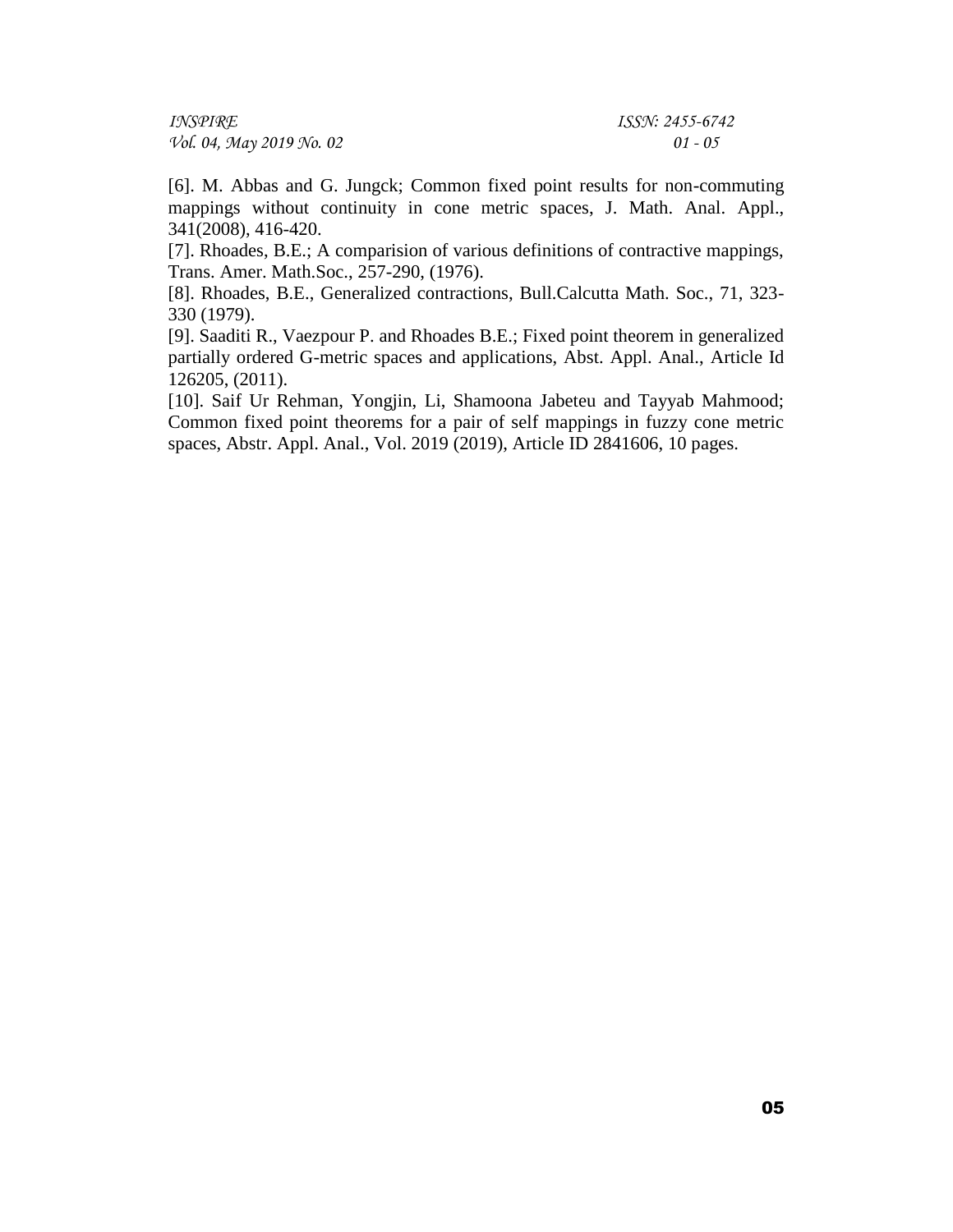[6]. M. Abbas and G. Jungck; Common fixed point results for non-commuting mappings without continuity in cone metric spaces, J. Math. Anal. Appl., 341(2008), 416-420.

[7]. Rhoades, B.E.; A comparision of various definitions of contractive mappings, Trans. Amer. Math.Soc., 257-290, (1976).

[8]. Rhoades, B.E., Generalized contractions, Bull.Calcutta Math. Soc., 71, 323-330 (1979).

[9]. Saaditi R., Vaezpour P. and Rhoades B.E.; Fixed point theorem in generalized partially ordered G-metric spaces and applications, Abst. Appl. Anal., Article Id 126205, (2011).

[10]. Saif Ur Rehman, Yongjin, Li, Shamoona Jabeteu and Tayyab Mahmood; Common fixed point theorems for a pair of self mappings in fuzzy cone metric spaces, Abstr. Appl. Anal., Vol. 2019 (2019), Article ID 2841606, 10 pages.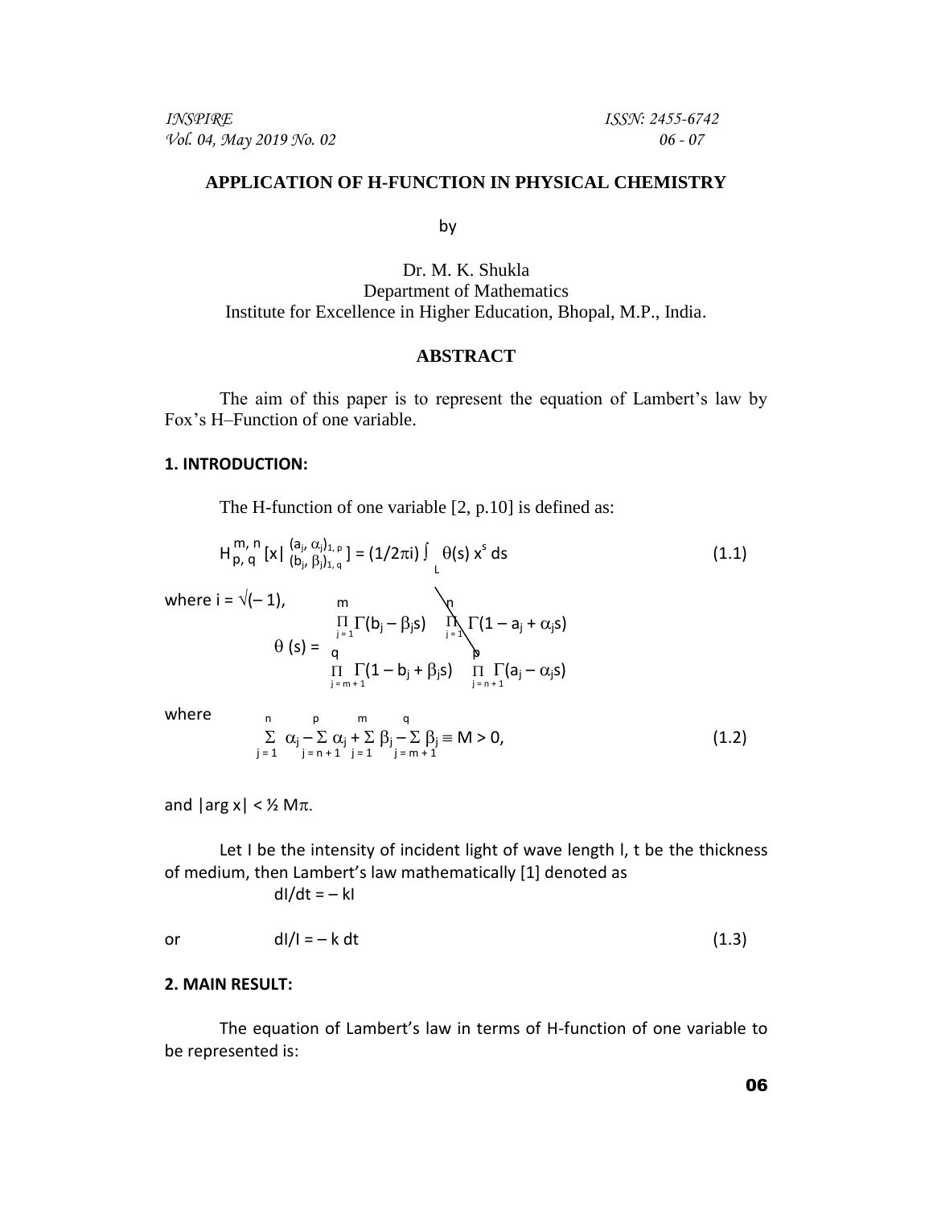## APPLICATION OF H-FUNCTION IN PHYSICAL CHEMISTRY

by

Dr. M. K. Shukla
Department of Mathematics
Institute for Excellence in Higher Education, Bhopal, M.P., India.

### ABSTRACT

The aim of this paper is to represent the equation of Lambert's law by Fox's H–Function of one variable.

### 1. INTRODUCTION:

The H-function of one variable [2, p.10] is defined as:

$$H_{p,q}^{m,n}\left[x \middle| \begin{matrix} (a_j, \alpha_j)_{1,p} \\ (b_j, \beta_j)_{1,q} \end{matrix}\right] = (1/2\pi i) \int_L \theta(s)\, x^s\, ds \tag{1.1}$$

where $i = \sqrt{(-1)}$,

$$\theta(s) = \frac{\prod_{j=1}^{m} \Gamma(b_j - \beta_j s) \prod_{j=1}^{n} \Gamma(1 - a_j + \alpha_j s)}{\prod_{j=m+1}^{q} \Gamma(1 - b_j + \beta_j s) \prod_{j=n+1}^{p} \Gamma(a_j - \alpha_j s)}$$

where

$$\sum_{j=1}^{n} \alpha_j - \sum_{j=n+1}^{p} \alpha_j + \sum_{j=1}^{m} \beta_j - \sum_{j=m+1}^{q} \beta_j \equiv M > 0, \tag{1.2}$$

and $|\arg x| < \frac{1}{2} M\pi$.

Let I be the intensity of incident light of wave length l, t be the thickness of medium, then Lambert's law mathematically [1] denoted as

$$dI/dt = -kI$$

or

$$dI/I = -k\, dt \tag{1.3}$$

### 2. MAIN RESULT:

The equation of Lambert's law in terms of H-function of one variable to be represented is: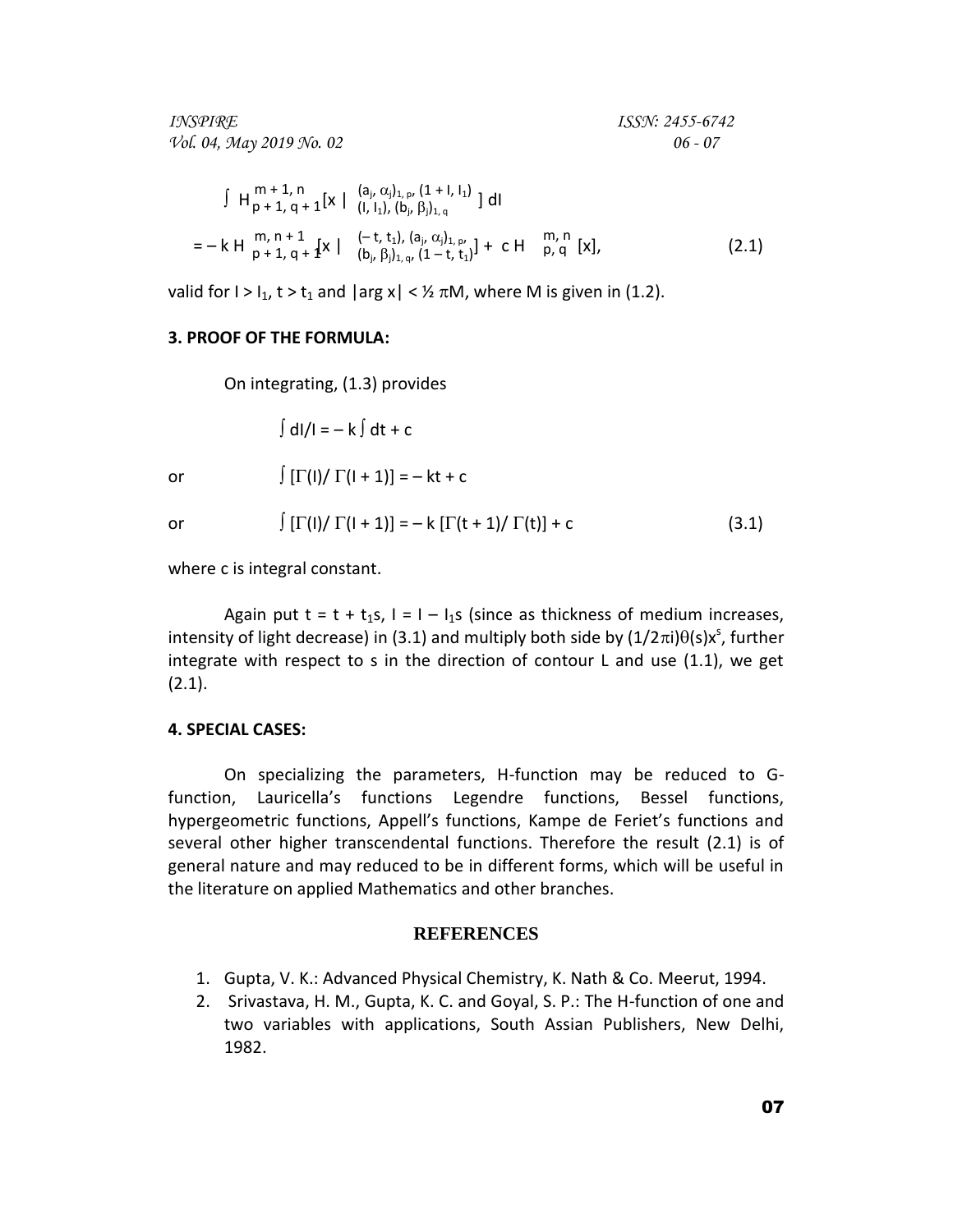$$\int H^{m+1,\,n}_{p+1,\,q+1}\left[x \,\middle|\, \begin{matrix} (a_j, \alpha_j)_{1,\,p}, (1 + I, I_1) \\ (I, I_1), (b_j, \beta_j)_{1,\,q} \end{matrix}\right] dI$$

$$= -\,k\, H^{m,\,n+1}_{p+1,\,q+1}\left[x \,\middle|\, \begin{matrix} (-\,t, t_1), (a_j, \alpha_j)_{1,\,p} \\ (b_j, \beta_j)_{1,\,q}, (1 - t, t_1) \end{matrix}\right] + c\, H^{m,\,n}_{p,\,q}\,[x], \tag{2.1}$$

valid for $I > I_1$, $t > t_1$ and $|\arg x| < \frac{1}{2}\pi M$, where M is given in (1.2).

## 3. PROOF OF THE FORMULA:

On integrating, (1.3) provides

$$\int dI/I = -\,k \int dt + c$$

or
$$\int [\Gamma(I)/\,\Gamma(I + 1)] = -\,kt + c$$

or
$$\int [\Gamma(I)/\,\Gamma(I + 1)] = -\,k\,[\Gamma(t + 1)/\,\Gamma(t)] + c \tag{3.1}$$

where c is integral constant.

Again put $t = t + t_1 s$, $I = I - I_1 s$ (since as thickness of medium increases, intensity of light decrease) in (3.1) and multiply both side by $(1/2\pi i)\theta(s)x^s$, further integrate with respect to s in the direction of contour L and use (1.1), we get (2.1).

## 4. SPECIAL CASES:

On specializing the parameters, H-function may be reduced to G-function, Lauricella's functions Legendre functions, Bessel functions, hypergeometric functions, Appell's functions, Kampe de Feriet's functions and several other higher transcendental functions. Therefore the result (2.1) is of general nature and may reduced to be in different forms, which will be useful in the literature on applied Mathematics and other branches.

## REFERENCES

1. Gupta, V. K.: Advanced Physical Chemistry, K. Nath & Co. Meerut, 1994.
2. Srivastava, H. M., Gupta, K. C. and Goyal, S. P.: The H-function of one and two variables with applications, South Assian Publishers, New Delhi, 1982.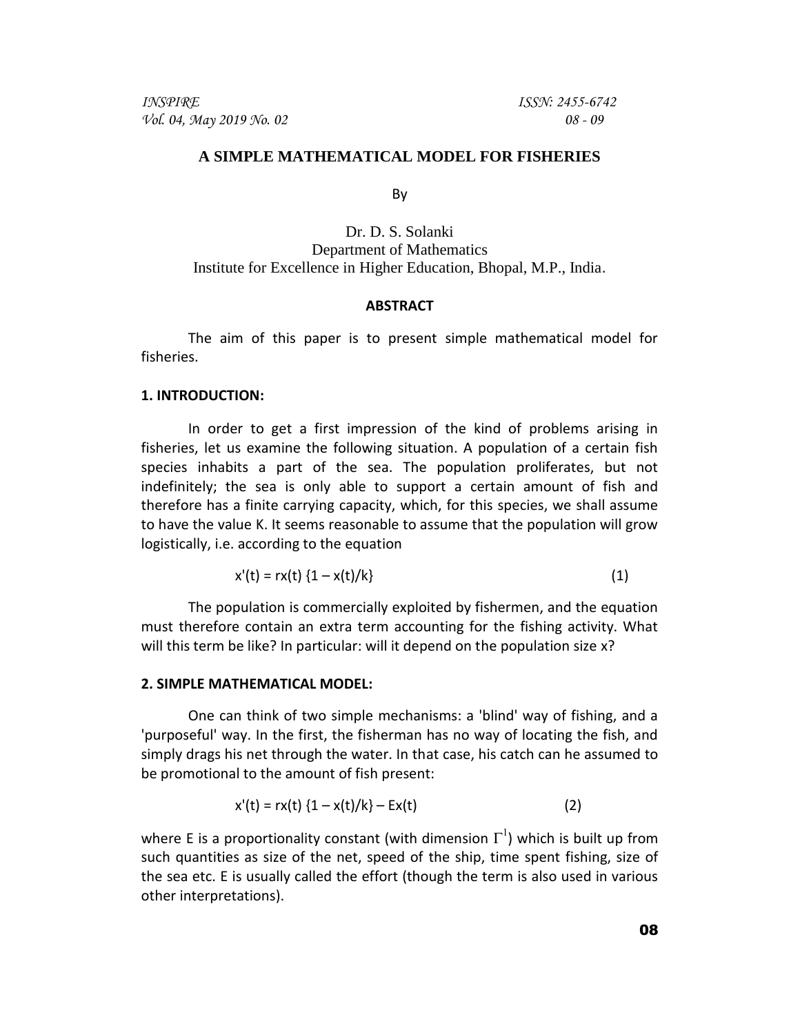# A SIMPLE MATHEMATICAL MODEL FOR FISHERIES

By

Dr. D. S. Solanki
Department of Mathematics
Institute for Excellence in Higher Education, Bhopal, M.P., India.

## ABSTRACT

The aim of this paper is to present simple mathematical model for fisheries.

## 1. INTRODUCTION:

In order to get a first impression of the kind of problems arising in fisheries, let us examine the following situation. A population of a certain fish species inhabits a part of the sea. The population proliferates, but not indefinitely; the sea is only able to support a certain amount of fish and therefore has a finite carrying capacity, which, for this species, we shall assume to have the value K. It seems reasonable to assume that the population will grow logistically, i.e. according to the equation

$$x'(t) = rx(t) \{1 - x(t)/k\} \qquad (1)$$

The population is commercially exploited by fishermen, and the equation must therefore contain an extra term accounting for the fishing activity. What will this term be like? In particular: will it depend on the population size x?

## 2. SIMPLE MATHEMATICAL MODEL:

One can think of two simple mechanisms: a 'blind' way of fishing, and a 'purposeful' way. In the first, the fisherman has no way of locating the fish, and simply drags his net through the water. In that case, his catch can he assumed to be promotional to the amount of fish present:

$$x'(t) = rx(t) \{1 - x(t)/k\} - Ex(t) \qquad (2)$$

where E is a proportionality constant (with dimension $\Gamma^{1}$) which is built up from such quantities as size of the net, speed of the ship, time spent fishing, size of the sea etc. E is usually called the effort (though the term is also used in various other interpretations).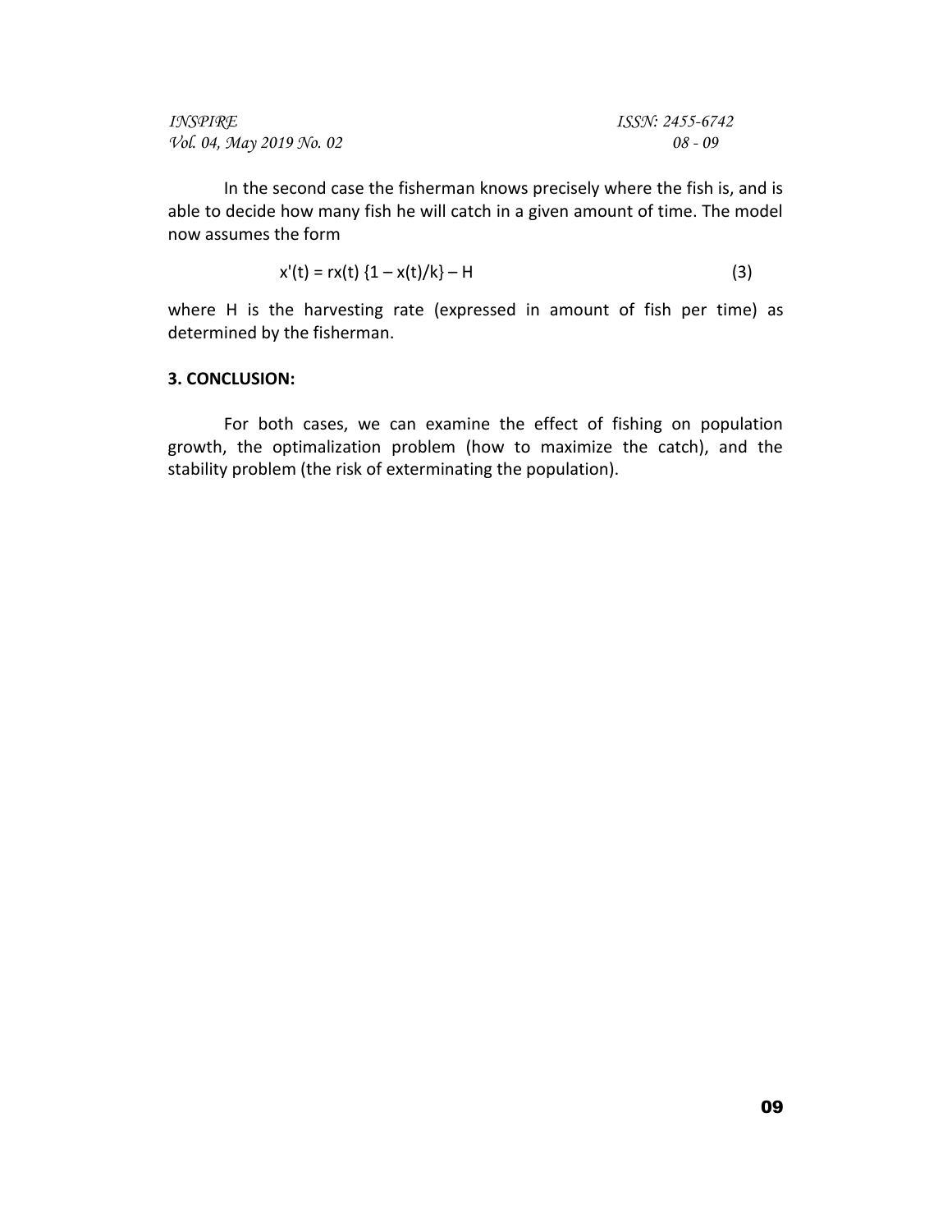In the second case the fisherman knows precisely where the fish is, and is able to decide how many fish he will catch in a given amount of time. The model now assumes the form

$$x'(t) = rx(t)\{1 - x(t)/k\} - H \tag{3}$$

where H is the harvesting rate (expressed in amount of fish per time) as determined by the fisherman.

## 3. CONCLUSION:

For both cases, we can examine the effect of fishing on population growth, the optimalization problem (how to maximize the catch), and the stability problem (the risk of exterminating the population).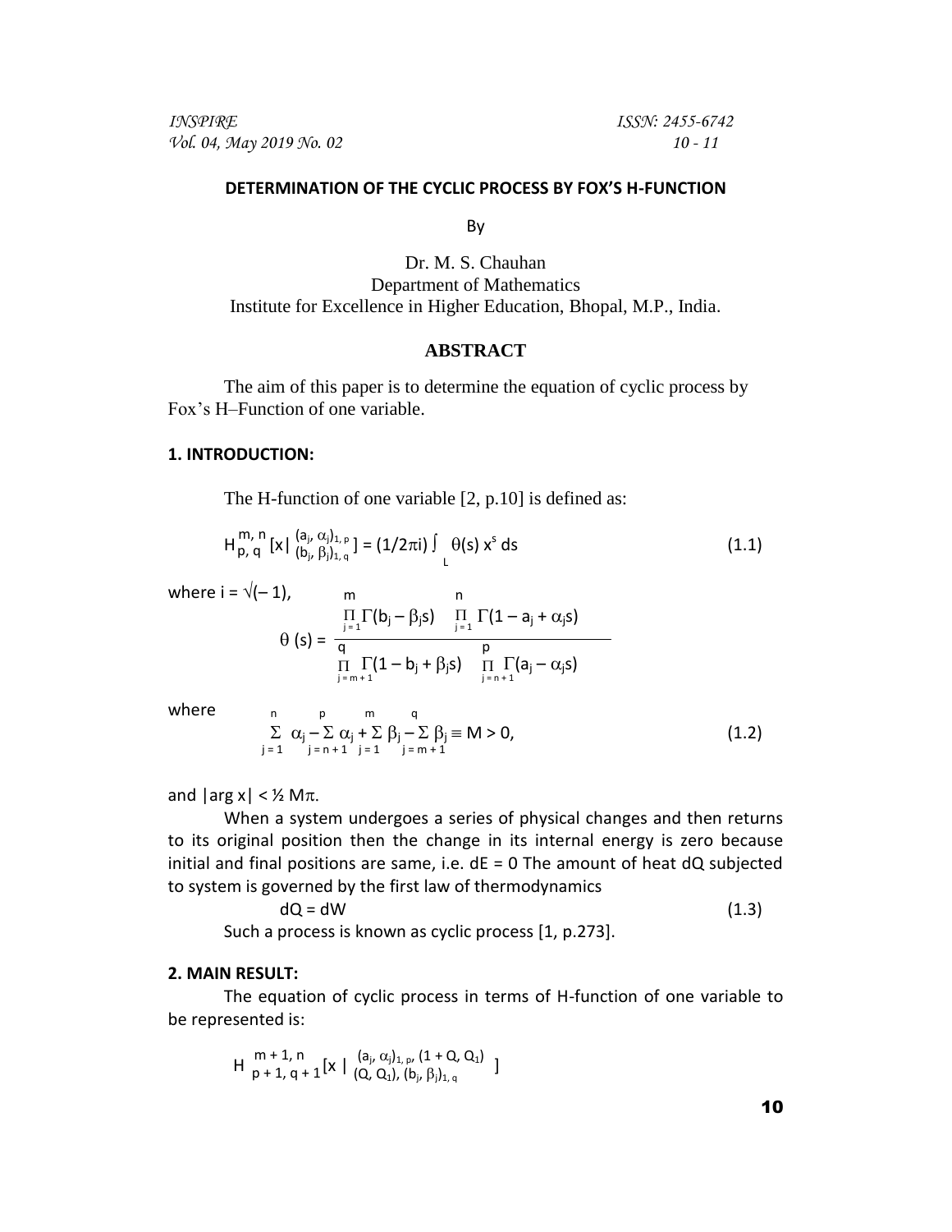## DETERMINATION OF THE CYCLIC PROCESS BY FOX'S H-FUNCTION

By

Dr. M. S. Chauhan

Department of Mathematics

Institute for Excellence in Higher Education, Bhopal, M.P., India.

### ABSTRACT

The aim of this paper is to determine the equation of cyclic process by Fox's H–Function of one variable.

### 1. INTRODUCTION:

The H-function of one variable [2, p.10] is defined as:

$$H_{p,q}^{m,n}\left[x \,\middle|\, \begin{matrix}(a_j, \alpha_j)_{1,p} \\ (b_j, \beta_j)_{1,q}\end{matrix}\right] = (1/2\pi i) \int_L \theta(s)\, x^s\, ds \tag{1.1}$$

where $i = \sqrt{(-1)}$,

$$\theta(s) = \frac{\prod_{j=1}^{m} \Gamma(b_j - \beta_j s) \prod_{j=1}^{n} \Gamma(1 - a_j + \alpha_j s)}{\prod_{j=m+1}^{q} \Gamma(1 - b_j + \beta_j s) \prod_{j=n+1}^{p} \Gamma(a_j - \alpha_j s)}$$

where

$$\sum_{j=1}^{n} \alpha_j - \sum_{j=n+1}^{p} \alpha_j + \sum_{j=1}^{m} \beta_j - \sum_{j=m+1}^{q} \beta_j \equiv M > 0, \tag{1.2}$$

and $|\arg x| < \frac{1}{2} M\pi$.

When a system undergoes a series of physical changes and then returns to its original position then the change in its internal energy is zero because initial and final positions are same, i.e. $dE = 0$ The amount of heat $dQ$ subjected to system is governed by the first law of thermodynamics

$$dQ = dW \tag{1.3}$$

Such a process is known as cyclic process [1, p.273].

### 2. MAIN RESULT:

The equation of cyclic process in terms of H-function of one variable to be represented is:

$$H_{p+1,q+1}^{m+1,n}\left[x \,\middle|\, \begin{matrix}(a_j, \alpha_j)_{1,p}, (1+Q, Q_1) \\ (Q, Q_1), (b_j, \beta_j)_{1,q}\end{matrix}\right]$$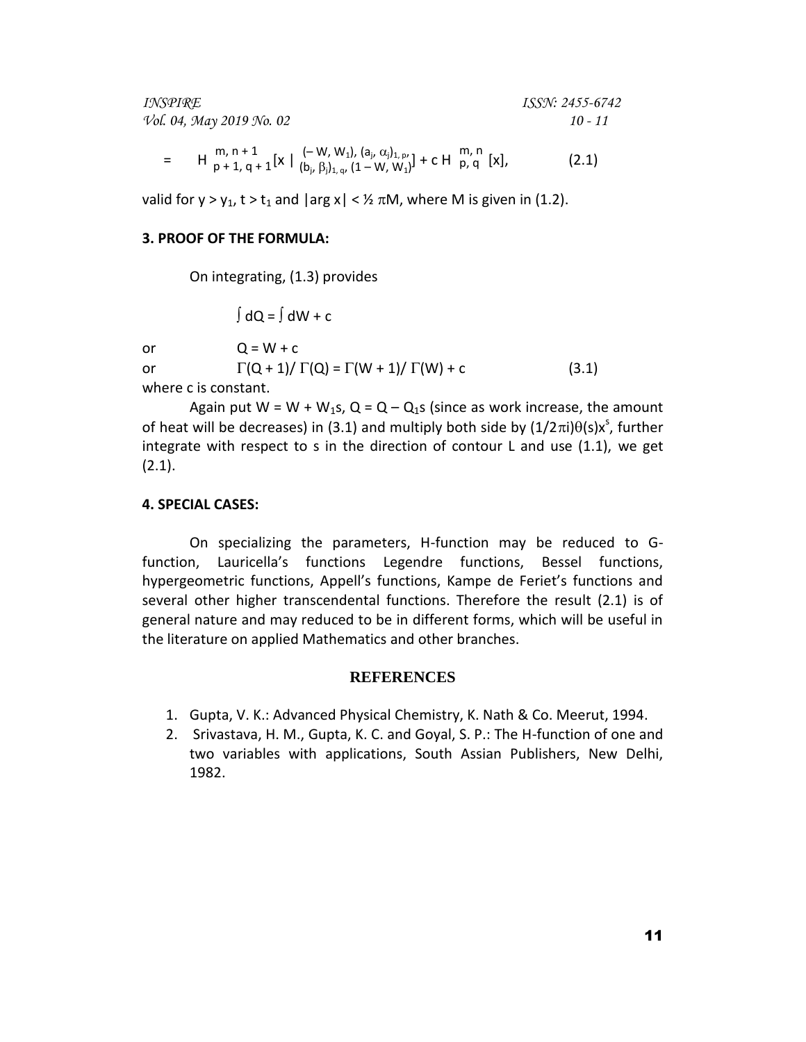$$= \quad H^{m,\, n+1}_{p+1,\, q+1}\left[x \,\middle|\, \begin{matrix} (-W, W_1), (a_j, \alpha_j)_{1,\, p}, \\ (b_j, \beta_j)_{1,\, q}, (1-W, W_1) \end{matrix}\right] + c\, H^{m,\, n}_{p,\, q}\,[x], \tag{2.1}$$

valid for $y > y_1$, $t > t_1$ and $|\arg x| < \frac{1}{2}\pi M$, where M is given in (1.2).

## 3. PROOF OF THE FORMULA:

On integrating, (1.3) provides

$$\int dQ = \int dW + c$$

or $\qquad Q = W + c$

or $\qquad \Gamma(Q+1)/\,\Gamma(Q) = \Gamma(W+1)/\,\Gamma(W) + c \qquad (3.1)$

where c is constant.

Again put $W = W + W_1 s$, $Q = Q - Q_1 s$ (since as work increase, the amount of heat will be decreases) in (3.1) and multiply both side by $(1/2\pi i)\theta(s)x^s$, further integrate with respect to s in the direction of contour L and use (1.1), we get (2.1).

## 4. SPECIAL CASES:

On specializing the parameters, H-function may be reduced to G-function, Lauricella's functions Legendre functions, Bessel functions, hypergeometric functions, Appell's functions, Kampe de Feriet's functions and several other higher transcendental functions. Therefore the result (2.1) is of general nature and may reduced to be in different forms, which will be useful in the literature on applied Mathematics and other branches.

## REFERENCES

1. Gupta, V. K.: Advanced Physical Chemistry, K. Nath & Co. Meerut, 1994.
2. Srivastava, H. M., Gupta, K. C. and Goyal, S. P.: The H-function of one and two variables with applications, South Assian Publishers, New Delhi, 1982.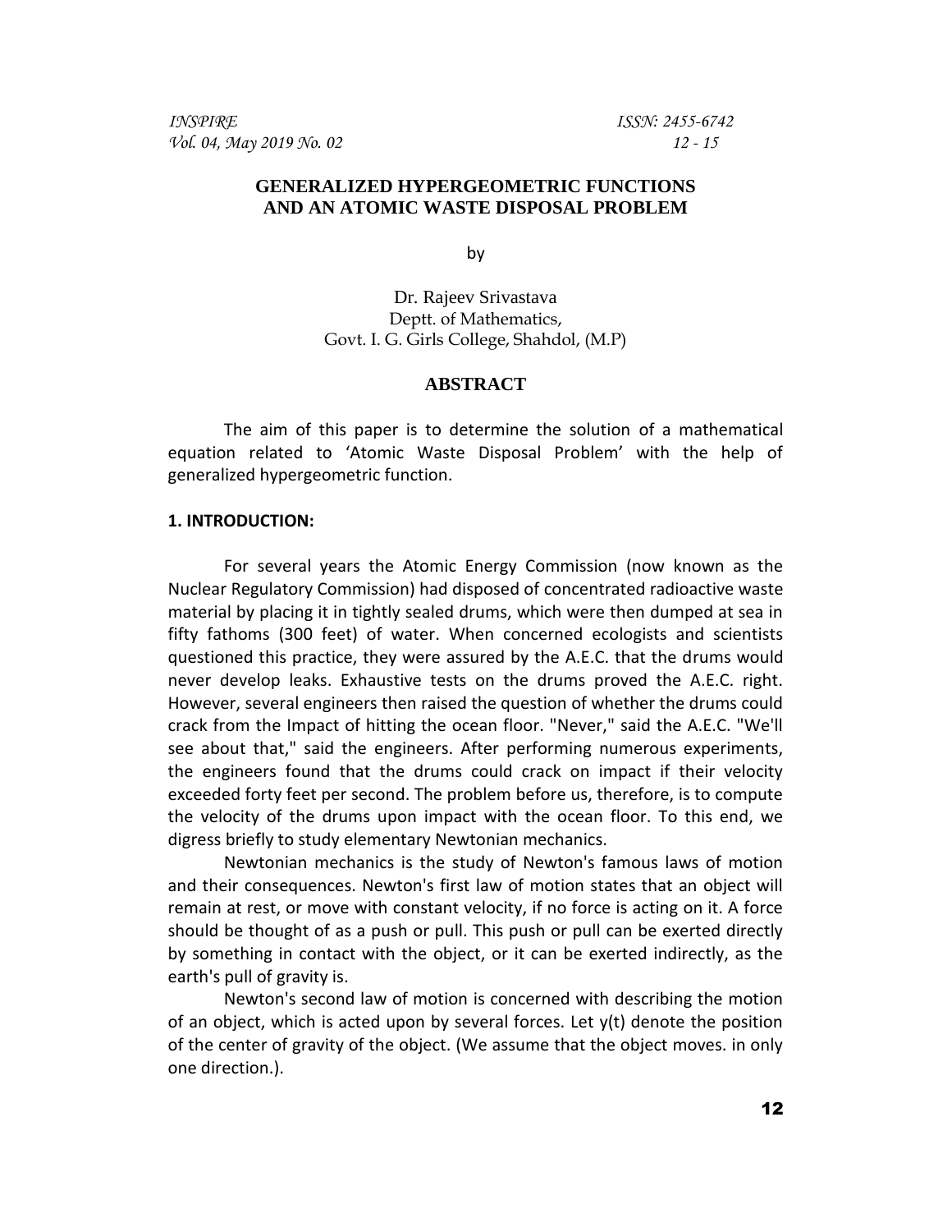# GENERALIZED HYPERGEOMETRIC FUNCTIONS AND AN ATOMIC WASTE DISPOSAL PROBLEM

by

Dr. Rajeev Srivastava
Deptt. of Mathematics,
Govt. I. G. Girls College, Shahdol, (M.P)

## ABSTRACT

The aim of this paper is to determine the solution of a mathematical equation related to 'Atomic Waste Disposal Problem' with the help of generalized hypergeometric function.

## 1. INTRODUCTION:

For several years the Atomic Energy Commission (now known as the Nuclear Regulatory Commission) had disposed of concentrated radioactive waste material by placing it in tightly sealed drums, which were then dumped at sea in fifty fathoms (300 feet) of water. When concerned ecologists and scientists questioned this practice, they were assured by the A.E.C. that the drums would never develop leaks. Exhaustive tests on the drums proved the A.E.C. right. However, several engineers then raised the question of whether the drums could crack from the Impact of hitting the ocean floor. "Never," said the A.E.C. "We'll see about that," said the engineers. After performing numerous experiments, the engineers found that the drums could crack on impact if their velocity exceeded forty feet per second. The problem before us, therefore, is to compute the velocity of the drums upon impact with the ocean floor. To this end, we digress briefly to study elementary Newtonian mechanics.

Newtonian mechanics is the study of Newton's famous laws of motion and their consequences. Newton's first law of motion states that an object will remain at rest, or move with constant velocity, if no force is acting on it. A force should be thought of as a push or pull. This push or pull can be exerted directly by something in contact with the object, or it can be exerted indirectly, as the earth's pull of gravity is.

Newton's second law of motion is concerned with describing the motion of an object, which is acted upon by several forces. Let $y(t)$ denote the position of the center of gravity of the object. (We assume that the object moves. in only one direction.).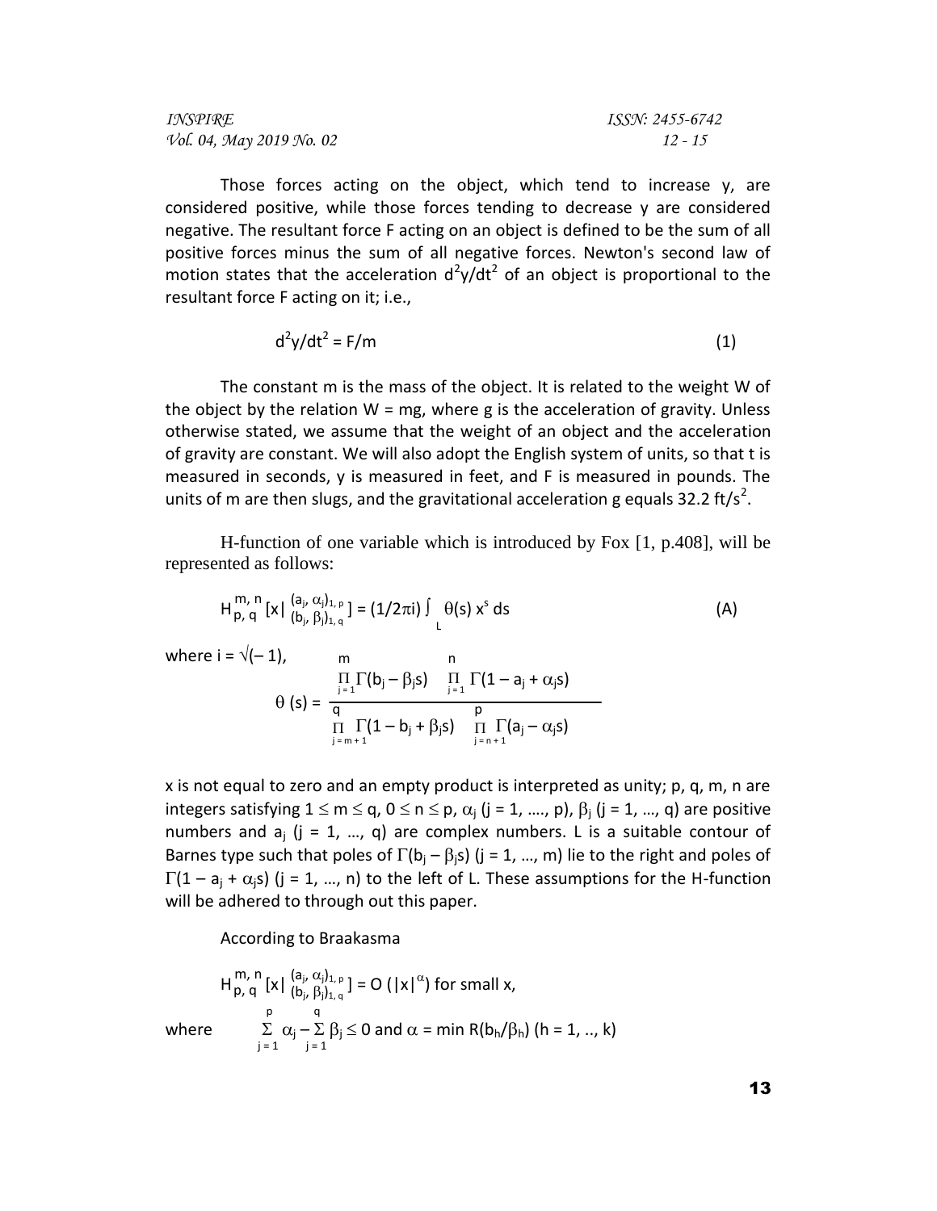Those forces acting on the object, which tend to increase y, are considered positive, while those forces tending to decrease y are considered negative. The resultant force F acting on an object is defined to be the sum of all positive forces minus the sum of all negative forces. Newton's second law of motion states that the acceleration $d^2y/dt^2$ of an object is proportional to the resultant force F acting on it; i.e.,

$$d^2y/dt^2 = F/m \tag{1}$$

The constant m is the mass of the object. It is related to the weight W of the object by the relation W = mg, where g is the acceleration of gravity. Unless otherwise stated, we assume that the weight of an object and the acceleration of gravity are constant. We will also adopt the English system of units, so that t is measured in seconds, y is measured in feet, and F is measured in pounds. The units of m are then slugs, and the gravitational acceleration g equals 32.2 ft/s$^2$.

H-function of one variable which is introduced by Fox [1, p.408], will be represented as follows:

$$H_{p,q}^{m,n}\left[x \,\middle|\, \begin{smallmatrix}(a_j, \alpha_j)_{1,p} \\ (b_j, \beta_j)_{1,q}\end{smallmatrix}\right] = (1/2\pi i) \int_L \theta(s)\, x^s\, ds \tag{A}$$

where $i = \sqrt{(-1)}$,

$$\theta(s) = \frac{\prod_{j=1}^{m} \Gamma(b_j - \beta_j s) \prod_{j=1}^{n} \Gamma(1 - a_j + \alpha_j s)}{\prod_{j=m+1}^{q} \Gamma(1 - b_j + \beta_j s) \prod_{j=n+1}^{p} \Gamma(a_j - \alpha_j s)}$$

x is not equal to zero and an empty product is interpreted as unity; p, q, m, n are integers satisfying $1 \le m \le q$, $0 \le n \le p$, $\alpha_j$ (j = 1, …., p), $\beta_j$ (j = 1, …, q) are positive numbers and $a_j$ (j = 1, …, q) are complex numbers. L is a suitable contour of Barnes type such that poles of $\Gamma(b_j - \beta_j s)$ (j = 1, …, m) lie to the right and poles of $\Gamma(1 - a_j + \alpha_j s)$ (j = 1, …, n) to the left of L. These assumptions for the H-function will be adhered to through out this paper.

According to Braakasma

$$H_{p,q}^{m,n}\left[x \,\middle|\, \begin{smallmatrix}(a_j, \alpha_j)_{1,p} \\ (b_j, \beta_j)_{1,q}\end{smallmatrix}\right] = O\left(|x|^{\alpha}\right) \text{ for small x,}$$

where $\sum_{j=1}^{p} \alpha_j - \sum_{j=1}^{q} \beta_j \le 0$ and $\alpha = \min R(b_h/\beta_h)$ (h = 1, .., k)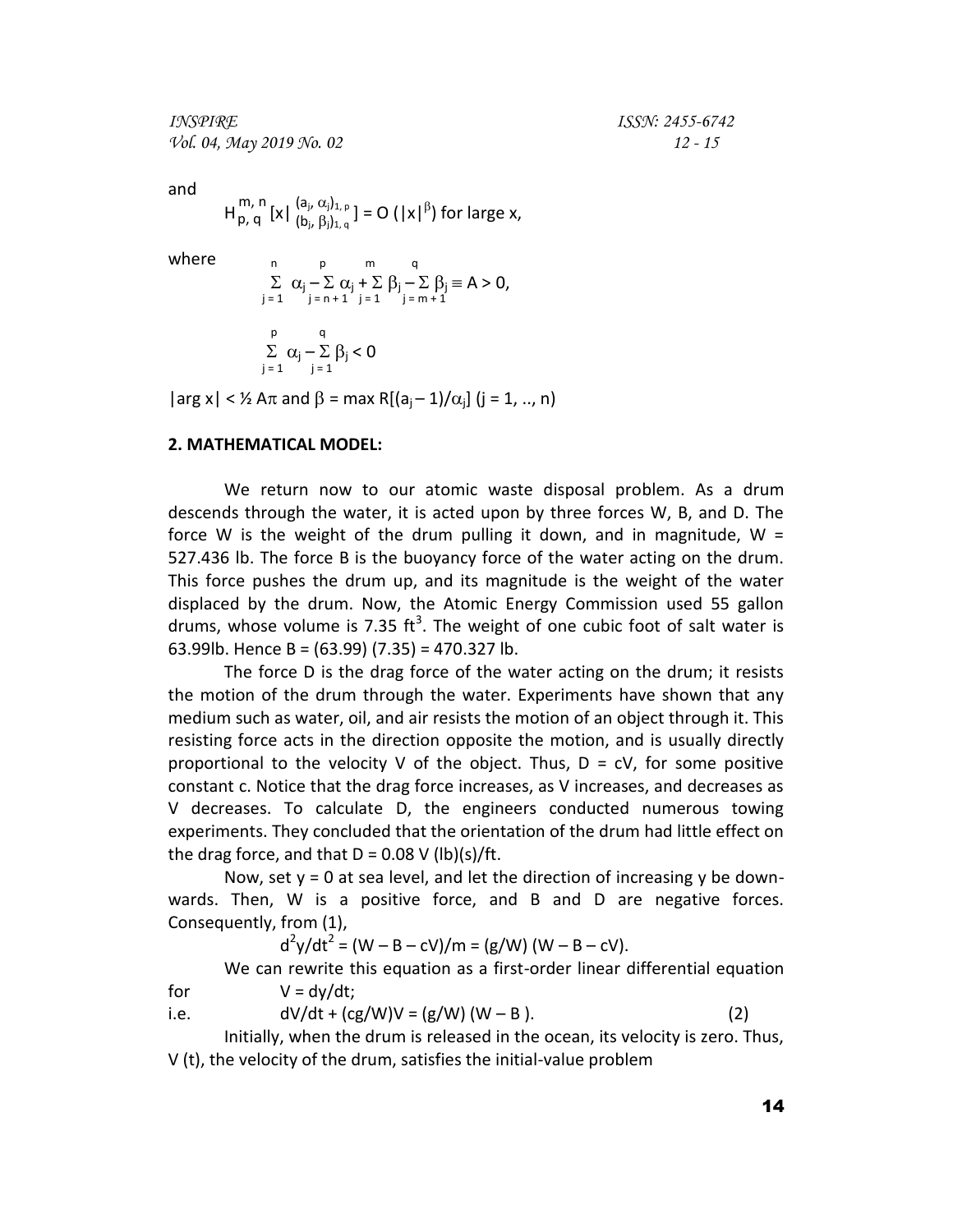and

$$H_{p,q}^{m,n}\left[x\,\Big|\,\begin{smallmatrix}(a_j,\,\alpha_j)_{1,\,p}\\(b_j,\,\beta_j)_{1,\,q}\end{smallmatrix}\right] = O\left(|x|^{\beta}\right) \text{ for large } x,$$

where

$$\sum_{j=1}^{n} \alpha_j - \sum_{j=n+1}^{p} \alpha_j + \sum_{j=1}^{m} \beta_j - \sum_{j=m+1}^{q} \beta_j \equiv A > 0,$$

$$\sum_{j=1}^{p} \alpha_j - \sum_{j=1}^{q} \beta_j < 0$$

$|\arg x| < \frac{1}{2} A\pi$ and $\beta = \max R[(a_j - 1)/\alpha_j]$ $(j = 1, .., n)$

## 2. MATHEMATICAL MODEL:

We return now to our atomic waste disposal problem. As a drum descends through the water, it is acted upon by three forces W, B, and D. The force W is the weight of the drum pulling it down, and in magnitude, W = 527.436 lb. The force B is the buoyancy force of the water acting on the drum. This force pushes the drum up, and its magnitude is the weight of the water displaced by the drum. Now, the Atomic Energy Commission used 55 gallon drums, whose volume is 7.35 $ft^3$. The weight of one cubic foot of salt water is 63.99lb. Hence B = (63.99) (7.35) = 470.327 lb.

The force D is the drag force of the water acting on the drum; it resists the motion of the drum through the water. Experiments have shown that any medium such as water, oil, and air resists the motion of an object through it. This resisting force acts in the direction opposite the motion, and is usually directly proportional to the velocity V of the object. Thus, D = cV, for some positive constant c. Notice that the drag force increases, as V increases, and decreases as V decreases. To calculate D, the engineers conducted numerous towing experiments. They concluded that the orientation of the drum had little effect on the drag force, and that D = 0.08 V (lb)(s)/ft.

Now, set y = 0 at sea level, and let the direction of increasing y be downwards. Then, W is a positive force, and B and D are negative forces. Consequently, from (1),

$$d^2y/dt^2 = (W - B - cV)/m = (g/W)\,(W - B - cV).$$

We can rewrite this equation as a first-order linear differential equation for $V = dy/dt$;

i.e. $$dV/dt + (cg/W)V = (g/W)\,(W - B). \qquad (2)$$

Initially, when the drum is released in the ocean, its velocity is zero. Thus, V (t), the velocity of the drum, satisfies the initial-value problem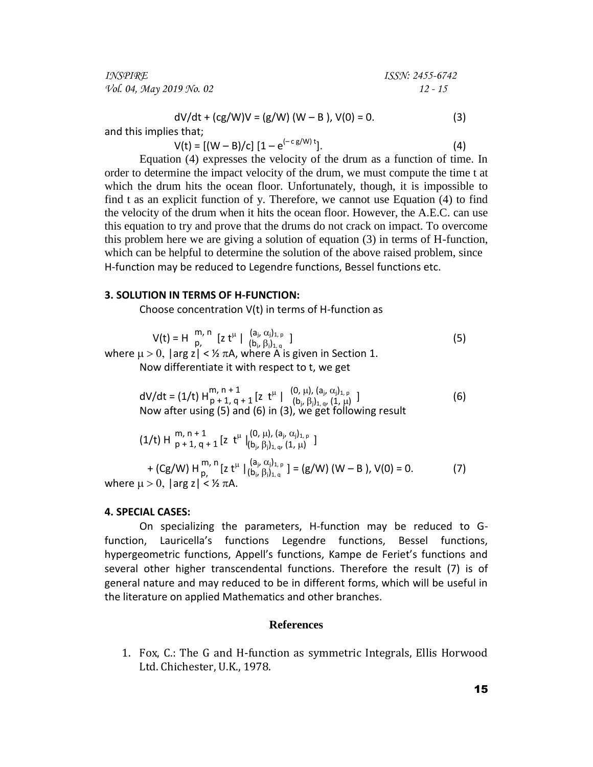$$dV/dt + (cg/W)V = (g/W)(W - B),\ V(0) = 0. \tag{3}$$

and this implies that;

$$V(t) = [(W - B)/c]\,[1 - e^{(-c\,g/W)\,t}]. \tag{4}$$

Equation (4) expresses the velocity of the drum as a function of time. In order to determine the impact velocity of the drum, we must compute the time t at which the drum hits the ocean floor. Unfortunately, though, it is impossible to find t as an explicit function of y. Therefore, we cannot use Equation (4) to find the velocity of the drum when it hits the ocean floor. However, the A.E.C. can use this equation to try and prove that the drums do not crack on impact. To overcome this problem here we are giving a solution of equation (3) in terms of H-function, which can be helpful to determine the solution of the above raised problem, since H-function may be reduced to Legendre functions, Bessel functions etc.

## 3. SOLUTION IN TERMS OF H-FUNCTION:

Choose concentration V(t) in terms of H-function as

$$V(t) = H_{p,\ q}^{m,\ n}\left[z\, t^{\mu} \,\middle|\, \begin{matrix}(a_j, \alpha_j)_{1,\,p} \\ (b_j, \beta_j)_{1,\,q}\end{matrix}\right] \tag{5}$$

where $\mu > 0$, $|\arg z| < \frac{1}{2}\pi A$, where A is given in Section 1.

Now differentiate it with respect to t, we get

$$dV/dt = (1/t)\, H_{p+1,\ q+1}^{m,\ n+1}\left[z\, t^{\mu} \,\middle|\, \begin{matrix}(0, \mu), (a_j, \alpha_j)_{1,\,p} \\ (b_j, \beta_j)_{1,\,q}, (1, \mu)\end{matrix}\right] \tag{6}$$

Now after using (5) and (6) in (3), we get following result

$$(1/t)\, H_{p+1,\ q+1}^{m,\ n+1}\left[z\, t^{\mu} \,\middle|\, \begin{matrix}(0, \mu), (a_j, \alpha_j)_{1,\,p} \\ (b_j, \beta_j)_{1,\,q}, (1, \mu)\end{matrix}\right]$$

$$+ (Cg/W)\, H_{p,\ q}^{m,\ n}\left[z\, t^{\mu} \,\middle|\, \begin{matrix}(a_j, \alpha_j)_{1,\,p} \\ (b_j, \beta_j)_{1,\,q}\end{matrix}\right] = (g/W)(W - B),\ V(0) = 0. \tag{7}$$

where $\mu > 0$, $|\arg z| < \frac{1}{2}\pi A$.

## 4. SPECIAL CASES:

On specializing the parameters, H-function may be reduced to G-function, Lauricella's functions Legendre functions, Bessel functions, hypergeometric functions, Appell's functions, Kampe de Feriet's functions and several other higher transcendental functions. Therefore the result (7) is of general nature and may reduced to be in different forms, which will be useful in the literature on applied Mathematics and other branches.

## References

1. Fox, C.: The G and H-function as symmetric Integrals, Ellis Horwood Ltd. Chichester, U.K., 1978.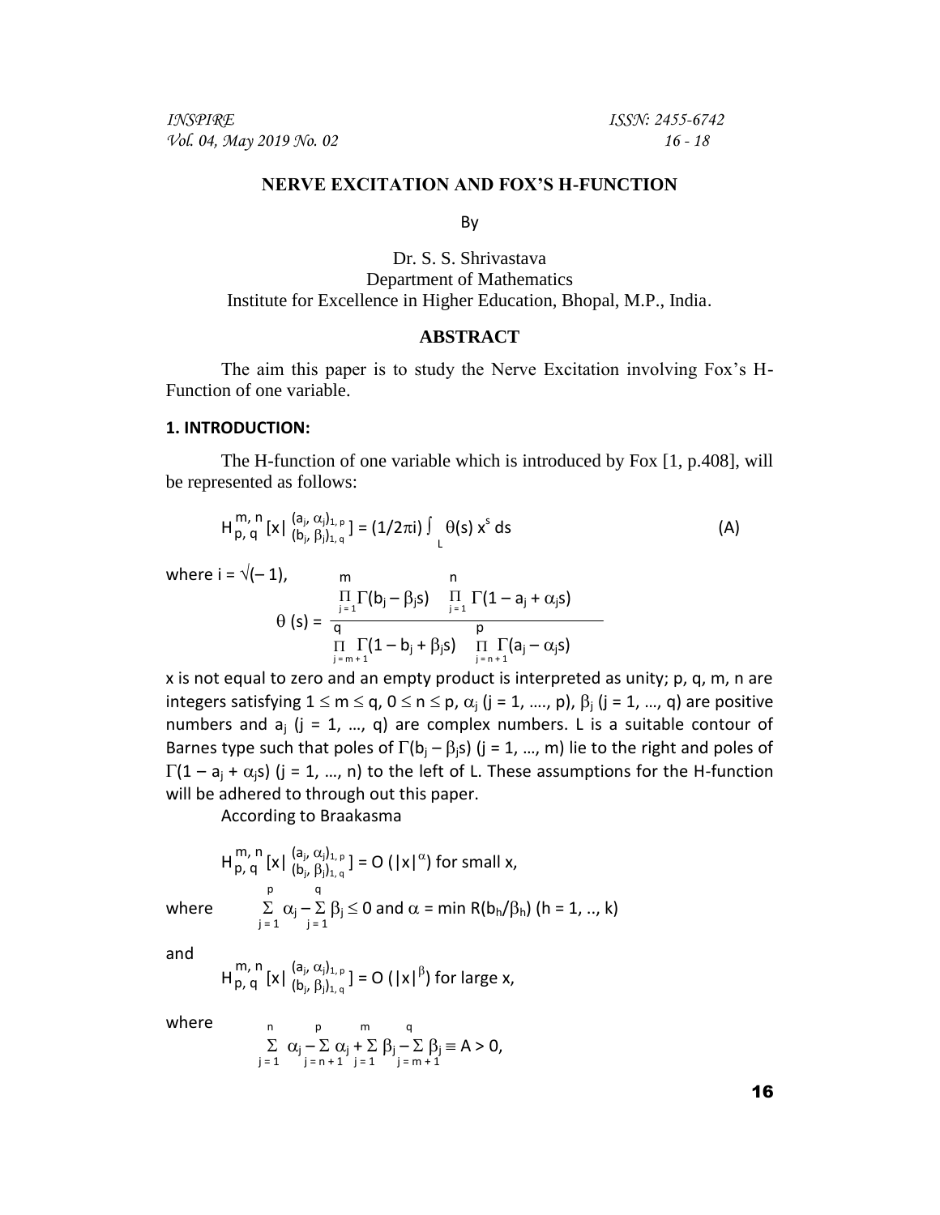## NERVE EXCITATION AND FOX'S H-FUNCTION

By

Dr. S. S. Shrivastava
Department of Mathematics
Institute for Excellence in Higher Education, Bhopal, M.P., India.

## ABSTRACT

The aim this paper is to study the Nerve Excitation involving Fox's H-Function of one variable.

### 1. INTRODUCTION:

The H-function of one variable which is introduced by Fox [1, p.408], will be represented as follows:

$$H_{p,\,q}^{m,\,n}\left[x\left|\begin{smallmatrix}(a_j,\,\alpha_j)_{1,\,p}\\(b_j,\,\beta_j)_{1,\,q}\end{smallmatrix}\right.\right] = (1/2\pi i)\int_L \theta(s)\,x^s\,ds \qquad \text{(A)}$$

where $i = \sqrt{(-1)}$,

$$\theta(s) = \frac{\prod_{j=1}^{m}\Gamma(b_j - \beta_j s)\ \prod_{j=1}^{n}\Gamma(1 - a_j + \alpha_j s)}{\prod_{j=m+1}^{q}\Gamma(1 - b_j + \beta_j s)\ \prod_{j=n+1}^{p}\Gamma(a_j - \alpha_j s)}$$

x is not equal to zero and an empty product is interpreted as unity; p, q, m, n are integers satisfying $1 \le m \le q$, $0 \le n \le p$, $\alpha_j$ ($j = 1, \ldots, p$), $\beta_j$ ($j = 1, \ldots, q$) are positive numbers and $a_j$ ($j = 1, \ldots, q$) are complex numbers. L is a suitable contour of Barnes type such that poles of $\Gamma(b_j - \beta_j s)$ ($j = 1, \ldots, m$) lie to the right and poles of $\Gamma(1 - a_j + \alpha_j s)$ ($j = 1, \ldots, n$) to the left of L. These assumptions for the H-function will be adhered to through out this paper.

According to Braakasma

$$H_{p,\,q}^{m,\,n}\left[x\left|\begin{smallmatrix}(a_j,\,\alpha_j)_{1,\,p}\\(b_j,\,\beta_j)_{1,\,q}\end{smallmatrix}\right.\right] = O(|x|^{\alpha}) \text{ for small x,}$$

where $\sum_{j=1}^{p}\alpha_j - \sum_{j=1}^{q}\beta_j \le 0$ and $\alpha = \min R(b_h/\beta_h)$ ($h = 1, \ldots, k$)

and

$$H_{p,\,q}^{m,\,n}\left[x\left|\begin{smallmatrix}(a_j,\,\alpha_j)_{1,\,p}\\(b_j,\,\beta_j)_{1,\,q}\end{smallmatrix}\right.\right] = O(|x|^{\beta}) \text{ for large x,}$$

where

$$\sum_{j=1}^{n}\alpha_j - \sum_{j=n+1}^{p}\alpha_j + \sum_{j=1}^{m}\beta_j - \sum_{j=m+1}^{q}\beta_j \equiv A > 0,$$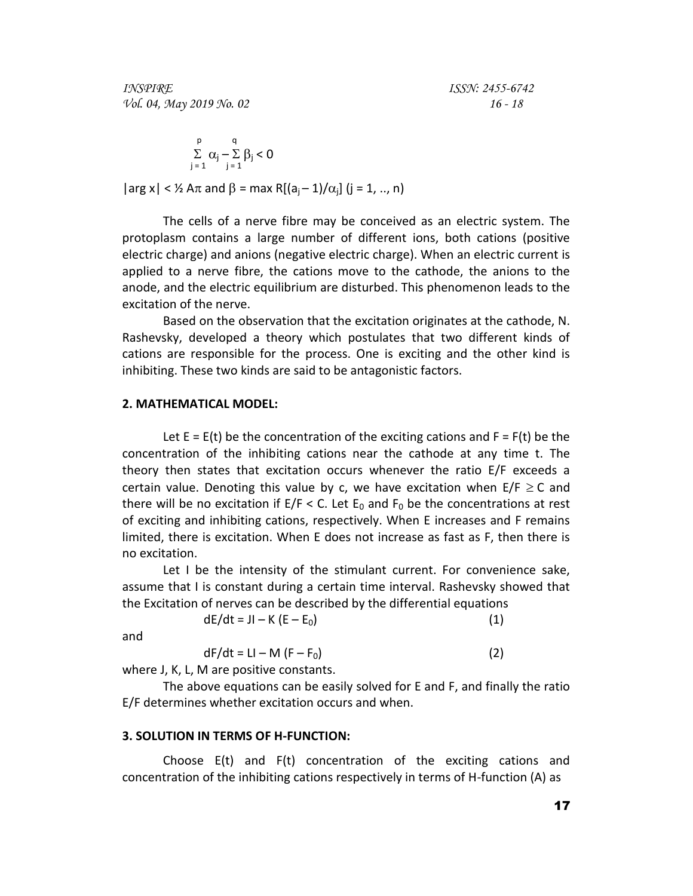$$\sum_{j=1}^{p} \alpha_j - \sum_{j=1}^{q} \beta_j < 0$$

$|\arg x| < \frac{1}{2} A\pi$ and $\beta = \max R[(a_j - 1)/\alpha_j]$ $(j = 1, .., n)$

The cells of a nerve fibre may be conceived as an electric system. The protoplasm contains a large number of different ions, both cations (positive electric charge) and anions (negative electric charge). When an electric current is applied to a nerve fibre, the cations move to the cathode, the anions to the anode, and the electric equilibrium are disturbed. This phenomenon leads to the excitation of the nerve.

Based on the observation that the excitation originates at the cathode, N. Rashevsky, developed a theory which postulates that two different kinds of cations are responsible for the process. One is exciting and the other kind is inhibiting. These two kinds are said to be antagonistic factors.

## 2. MATHEMATICAL MODEL:

Let $E = E(t)$ be the concentration of the exciting cations and $F = F(t)$ be the concentration of the inhibiting cations near the cathode at any time t. The theory then states that excitation occurs whenever the ratio $E/F$ exceeds a certain value. Denoting this value by c, we have excitation when $E/F \geq C$ and there will be no excitation if $E/F < C$. Let $E_0$ and $F_0$ be the concentrations at rest of exciting and inhibiting cations, respectively. When E increases and F remains limited, there is excitation. When E does not increase as fast as F, then there is no excitation.

Let I be the intensity of the stimulant current. For convenience sake, assume that I is constant during a certain time interval. Rashevsky showed that the Excitation of nerves can be described by the differential equations

$$dE/dt = JI - K(E - E_0) \tag{1}$$

and

$$dF/dt = LI - M(F - F_0) \tag{2}$$

where J, K, L, M are positive constants.

The above equations can be easily solved for E and F, and finally the ratio $E/F$ determines whether excitation occurs and when.

## 3. SOLUTION IN TERMS OF H-FUNCTION:

Choose $E(t)$ and $F(t)$ concentration of the exciting cations and concentration of the inhibiting cations respectively in terms of H-function (A) as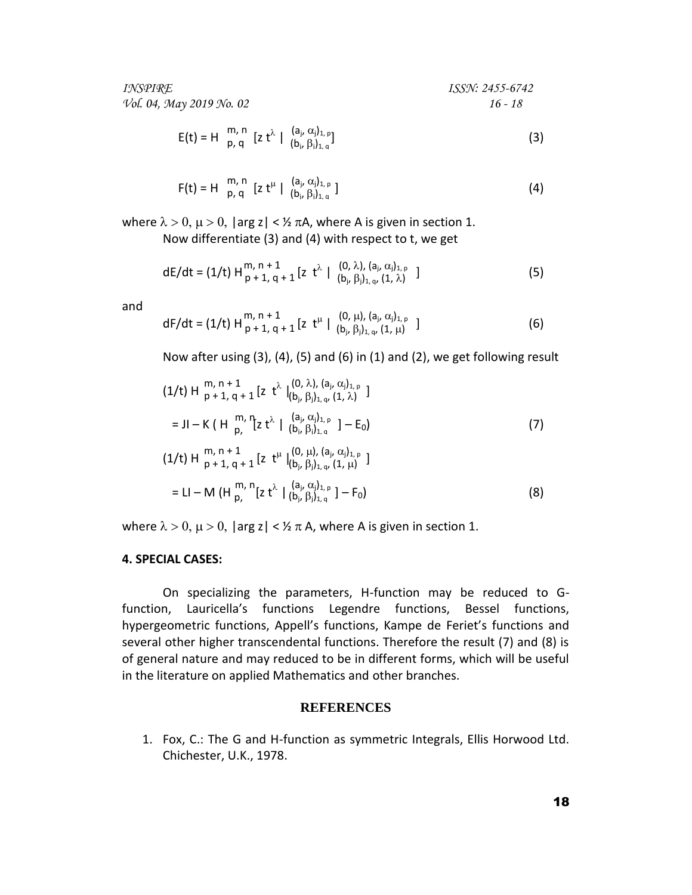$$E(t) = H_{p,\,q}^{m,\,n}\left[z\,t^{\lambda}\,\Big|\,\begin{matrix}(a_j, \alpha_j)_{1,\,p}\\(b_j, \beta_j)_{1,\,q}\end{matrix}\right] \tag{3}$$

$$F(t) = H_{p,\,q}^{m,\,n}\left[z\,t^{\mu}\,\Big|\,\begin{matrix}(a_j, \alpha_j)_{1,\,p}\\(b_j, \beta_j)_{1,\,q}\end{matrix}\right] \tag{4}$$

where $\lambda > 0,\ \mu > 0,\ |\arg z| < ½\,\pi A$, where A is given in section 1.

Now differentiate (3) and (4) with respect to t, we get

$$dE/dt = (1/t)\, H_{p+1,\,q+1}^{m,\,n+1}\left[z\ t^{\lambda}\,\Big|\,\begin{matrix}(0, \lambda), (a_j, \alpha_j)_{1,\,p}\\(b_j, \beta_j)_{1,\,q}, (1, \lambda)\end{matrix}\right] \tag{5}$$

and

$$dF/dt = (1/t)\, H_{p+1,\,q+1}^{m,\,n+1}\left[z\ t^{\mu}\,\Big|\,\begin{matrix}(0, \mu), (a_j, \alpha_j)_{1,\,p}\\(b_j, \beta_j)_{1,\,q}, (1, \mu)\end{matrix}\right] \tag{6}$$

Now after using (3), (4), (5) and (6) in (1) and (2), we get following result

$$(1/t)\, H_{p+1,\,q+1}^{m,\,n+1}\left[z\ t^{\lambda}\,\Big|\,\begin{matrix}(0, \lambda), (a_j, \alpha_j)_{1,\,p}\\(b_j, \beta_j)_{1,\,q}, (1, \lambda)\end{matrix}\right]$$

$$= JI - K\left(H_{p,}^{m,\,n}\left[z\,t^{\lambda}\,\Big|\,\begin{matrix}(a_j, \alpha_j)_{1,\,p}\\(b_j, \beta_j)_{1,\,q}\end{matrix}\right] - E_0\right) \tag{7}$$

$$(1/t)\, H_{p+1,\,q+1}^{m,\,n+1}\left[z\ t^{\mu}\,\Big|\,\begin{matrix}(0, \mu), (a_j, \alpha_j)_{1,\,p}\\(b_j, \beta_j)_{1,\,q}, (1, \mu)\end{matrix}\right]$$

$$= LI - M\left(H_{p,}^{m,\,n}\left[z\,t^{\lambda}\,\Big|\,\begin{matrix}(a_j, \alpha_j)_{1,\,p}\\(b_j, \beta_j)_{1,\,q}\end{matrix}\right] - F_0\right) \tag{8}$$

where $\lambda > 0,\ \mu > 0,\ |\arg z| < ½\,\pi$ A, where A is given in section 1.

## 4. SPECIAL CASES:

On specializing the parameters, H-function may be reduced to G-function, Lauricella's functions Legendre functions, Bessel functions, hypergeometric functions, Appell's functions, Kampe de Feriet's functions and several other higher transcendental functions. Therefore the result (7) and (8) is of general nature and may reduced to be in different forms, which will be useful in the literature on applied Mathematics and other branches.

## REFERENCES

1. Fox, C.: The G and H-function as symmetric Integrals, Ellis Horwood Ltd. Chichester, U.K., 1978.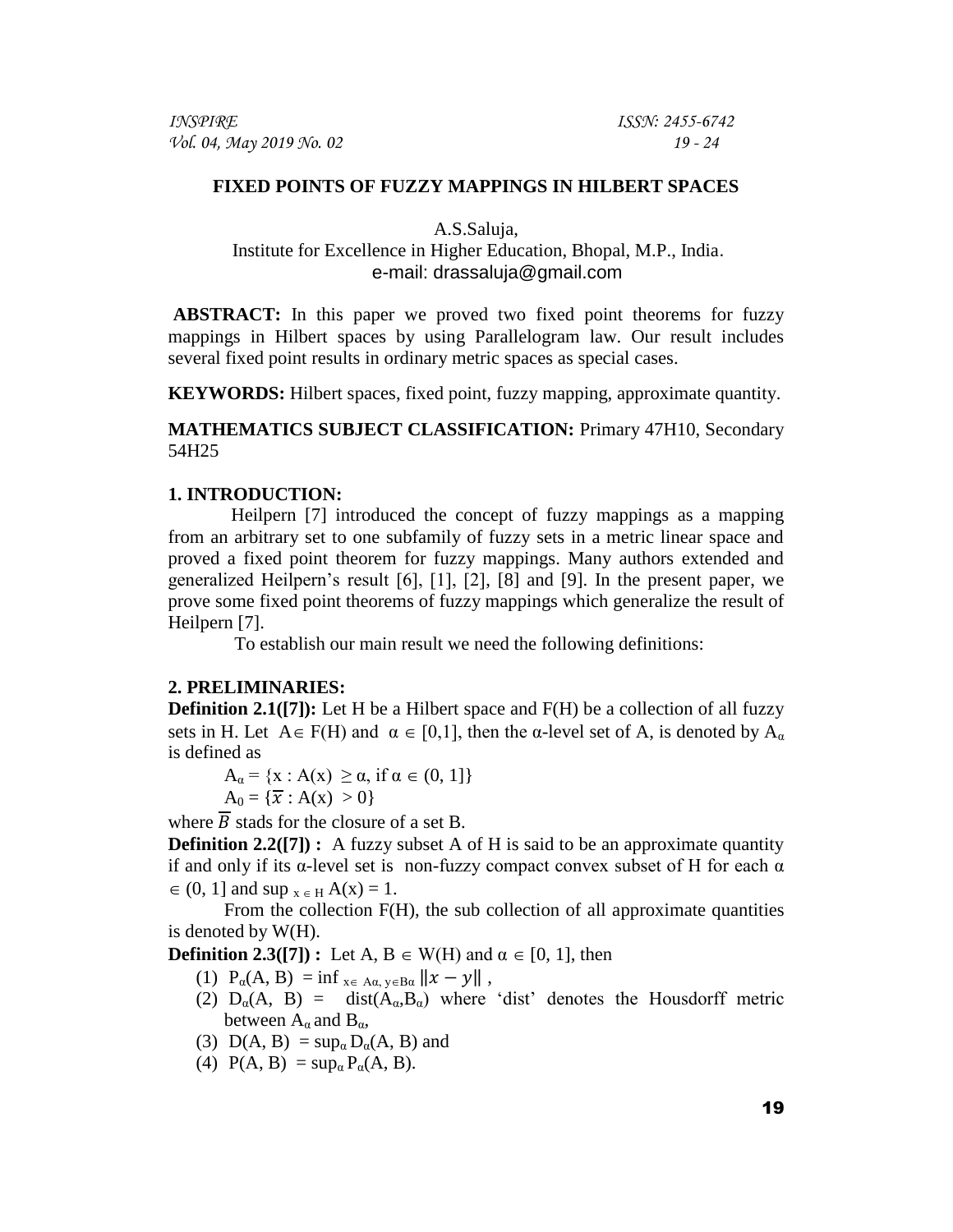**FIXED POINTS OF FUZZY MAPPINGS IN HILBERT SPACES**

A.S.Saluja,

Institute for Excellence in Higher Education, Bhopal, M.P., India.

e-mail: drassaluja@gmail.com

**ABSTRACT:** In this paper we proved two fixed point theorems for fuzzy mappings in Hilbert spaces by using Parallelogram law. Our result includes several fixed point results in ordinary metric spaces as special cases.

**KEYWORDS:** Hilbert spaces, fixed point, fuzzy mapping, approximate quantity.

**MATHEMATICS SUBJECT CLASSIFICATION:** Primary 47H10, Secondary 54H25

## 1. INTRODUCTION:

Heilpern [7] introduced the concept of fuzzy mappings as a mapping from an arbitrary set to one subfamily of fuzzy sets in a metric linear space and proved a fixed point theorem for fuzzy mappings. Many authors extended and generalized Heilpern's result [6], [1], [2], [8] and [9]. In the present paper, we prove some fixed point theorems of fuzzy mappings which generalize the result of Heilpern [7].

To establish our main result we need the following definitions:

## 2. PRELIMINARIES:

**Definition 2.1([7]):** Let H be a Hilbert space and F(H) be a collection of all fuzzy sets in H. Let $A \in F(H)$ and $\alpha \in [0,1]$, then the α-level set of A, is denoted by $A_\alpha$ is defined as

$A_\alpha = \{x : A(x) \geq \alpha, \text{ if } \alpha \in (0, 1]\}$

$A_0 = \{\overline{x} : A(x) > 0\}$

where $\overline{B}$ stads for the closure of a set B.

**Definition 2.2([7]) :** A fuzzy subset A of H is said to be an approximate quantity if and only if its α-level set is non-fuzzy compact convex subset of H for each $\alpha \in (0, 1]$ and $\sup_{x \in H} A(x) = 1$.

From the collection F(H), the sub collection of all approximate quantities is denoted by W(H).

**Definition 2.3([7]) :** Let $A, B \in W(H)$ and $\alpha \in [0, 1]$, then

(1) $P_\alpha(A, B) = \inf_{x \in A\alpha,\, y \in B\alpha} \|x - y\|$ ,

(2) $D_\alpha(A, B) = \text{dist}(A_\alpha, B_\alpha)$ where 'dist' denotes the Housdorff metric between $A_\alpha$ and $B_\alpha$,

(3) $D(A, B) = \sup_\alpha D_\alpha(A, B)$ and

(4) $P(A, B) = \sup_\alpha P_\alpha(A, B)$.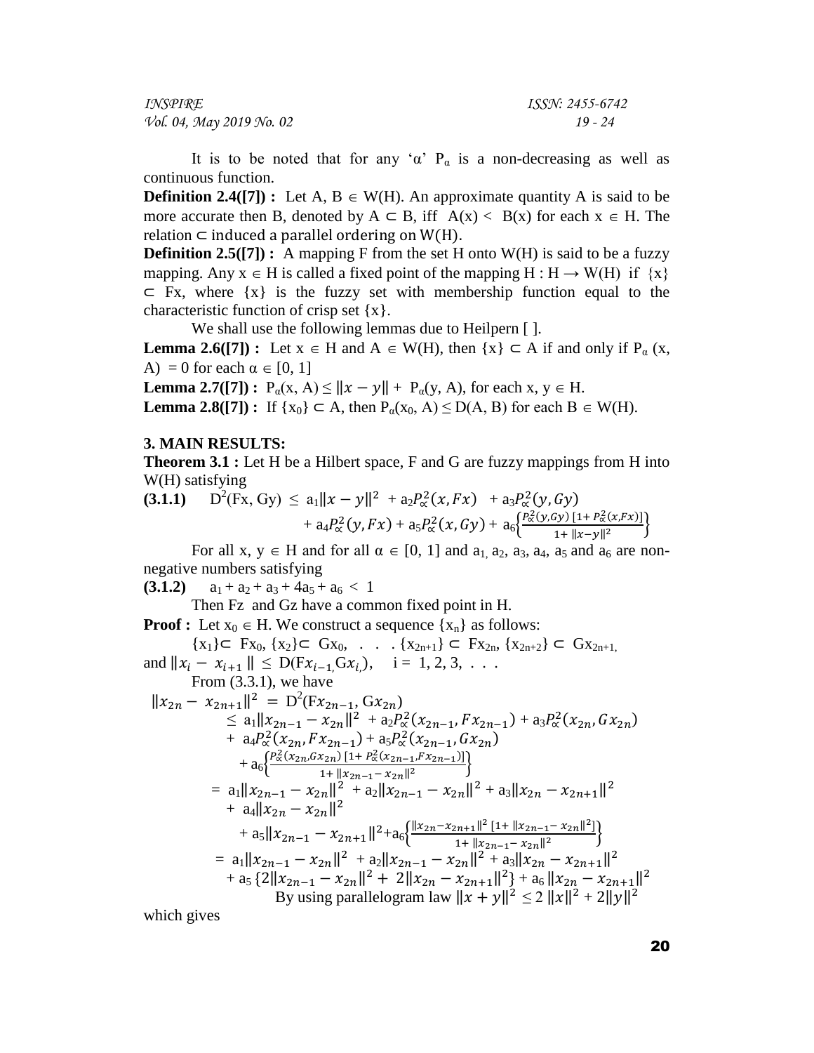It is to be noted that for any 'α' $P_\alpha$ is a non-decreasing as well as continuous function.

**Definition 2.4([7]) :** Let A, B ∈ W(H). An approximate quantity A is said to be more accurate then B, denoted by A ⊂ B, iff A(x) < B(x) for each x ∈ H. The relation ⊂ induced a parallel ordering on W(H).

**Definition 2.5([7]) :** A mapping F from the set H onto W(H) is said to be a fuzzy mapping. Any x ∈ H is called a fixed point of the mapping H : H → W(H) if {x} ⊂ Fx, where {x} is the fuzzy set with membership function equal to the characteristic function of crisp set {x}.

We shall use the following lemmas due to Heilpern [ ].

**Lemma 2.6([7]) :** Let x ∈ H and A ∈ W(H), then {x} ⊂ A if and only if $P_\alpha$ (x, A) = 0 for each α ∈ [0, 1]

**Lemma 2.7([7]) :** $P_\alpha(x, A) \leq \|x - y\| + P_\alpha(y, A)$, for each x, y ∈ H.

**Lemma 2.8([7]) :** If $\{x_0\} \subset A$, then $P_\alpha(x_0, A) \leq D(A, B)$ for each B ∈ W(H).

## 3. MAIN RESULTS:

**Theorem 3.1 :** Let H be a Hilbert space, F and G are fuzzy mappings from H into W(H) satisfying

**(3.1.1)**
$$D^2(Fx, Gy) \leq a_1\|x - y\|^2 + a_2P_\alpha^2(x, Fx) + a_3P_\alpha^2(y, Gy) + a_4P_\alpha^2(y, Fx) + a_5P_\alpha^2(x, Gy) + a_6\left\{\frac{P_\alpha^2(y, Gy)\,[1 + P_\alpha^2(x, Fx)]}{1 + \|x - y\|^2}\right\}$$

For all x, y ∈ H and for all α ∈ [0, 1] and $a_1$, $a_2$, $a_3$, $a_4$, $a_5$ and $a_6$ are non-negative numbers satisfying

**(3.1.2)** $a_1 + a_2 + a_3 + 4a_5 + a_6 < 1$

Then Fz and Gz have a common fixed point in H.

**Proof :** Let $x_0 \in H$. We construct a sequence $\{x_n\}$ as follows:

$\{x_1\} \subset Fx_0$, $\{x_2\} \subset Gx_0$, . . . $\{x_{2n+1}\} \subset Fx_{2n}$, $\{x_{2n+2}\} \subset Gx_{2n+1}$,

and $\|x_i - x_{i+1}\| \leq D(Fx_{i-1}, Gx_i)$, i = 1, 2, 3, . . .

From (3.3.1), we have

$$\begin{aligned}
\|x_{2n} - x_{2n+1}\|^2 &= D^2(Fx_{2n-1}, Gx_{2n}) \\
&\leq a_1\|x_{2n-1} - x_{2n}\|^2 + a_2P_\alpha^2(x_{2n-1}, Fx_{2n-1}) + a_3P_\alpha^2(x_{2n}, Gx_{2n}) \\
&\quad + a_4P_\alpha^2(x_{2n}, Fx_{2n-1}) + a_5P_\alpha^2(x_{2n-1}, Gx_{2n}) \\
&\quad + a_6\left\{\frac{P_\alpha^2(x_{2n}, Gx_{2n})\,[1 + P_\alpha^2(x_{2n-1}, Fx_{2n-1})]}{1 + \|x_{2n-1} - x_{2n}\|^2}\right\} \\
&= a_1\|x_{2n-1} - x_{2n}\|^2 + a_2\|x_{2n-1} - x_{2n}\|^2 + a_3\|x_{2n} - x_{2n+1}\|^2 \\
&\quad + a_4\|x_{2n} - x_{2n}\|^2 \\
&\quad + a_5\|x_{2n-1} - x_{2n+1}\|^2 + a_6\left\{\frac{\|x_{2n} - x_{2n+1}\|^2\,[1 + \|x_{2n-1} - x_{2n}\|^2]}{1 + \|x_{2n-1} - x_{2n}\|^2}\right\} \\
&= a_1\|x_{2n-1} - x_{2n}\|^2 + a_2\|x_{2n-1} - x_{2n}\|^2 + a_3\|x_{2n} - x_{2n+1}\|^2 \\
&\quad + a_5\{2\|x_{2n-1} - x_{2n}\|^2 + 2\|x_{2n} - x_{2n+1}\|^2\} + a_6\|x_{2n} - x_{2n+1}\|^2
\end{aligned}$$

By using parallelogram law $\|x + y\|^2 \leq 2\|x\|^2 + 2\|y\|^2$

which gives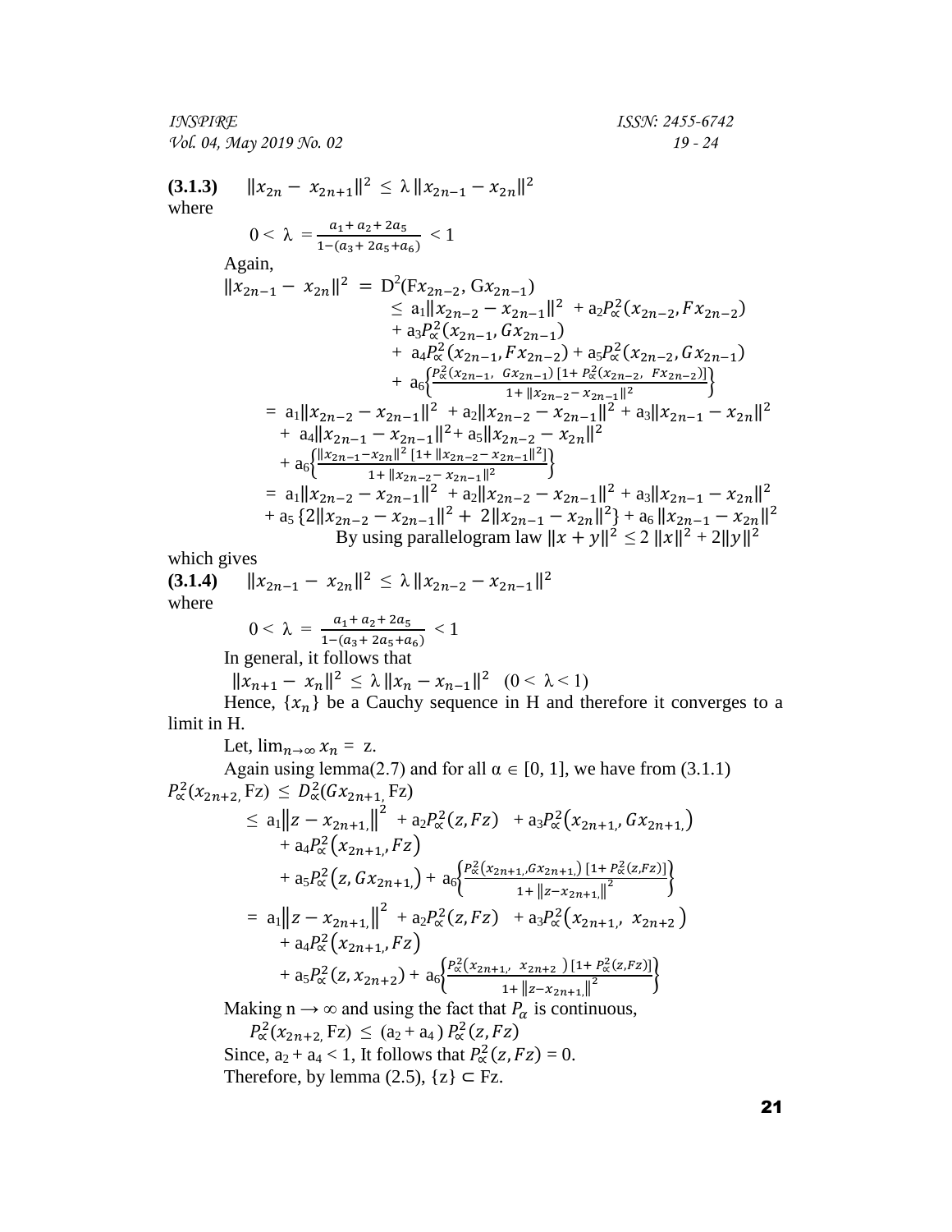**(3.1.3)** $\|x_{2n} - x_{2n+1}\|^2 \leq \lambda \|x_{2n-1} - x_{2n}\|^2$

where

$$0 < \lambda = \frac{a_1 + a_2 + 2a_5}{1-(a_3 + 2a_5 + a_6)} < 1$$

Again,

$$\|x_{2n-1} - x_{2n}\|^2 = D^2(Fx_{2n-2}, Gx_{2n-1})$$

$$\leq a_1\|x_{2n-2} - x_{2n-1}\|^2 + a_2 P_\alpha^2(x_{2n-2}, Fx_{2n-2}) + a_3 P_\alpha^2(x_{2n-1}, Gx_{2n-1}) + a_4 P_\alpha^2(x_{2n-1}, Fx_{2n-2}) + a_5 P_\alpha^2(x_{2n-2}, Gx_{2n-1}) + a_6\left\{\frac{P_\alpha^2(x_{2n-1}, Gx_{2n-1})\,[1 + P_\alpha^2(x_{2n-2}, Fx_{2n-2})]}{1 + \|x_{2n-2} - x_{2n-1}\|^2}\right\}$$

$$= a_1\|x_{2n-2} - x_{2n-1}\|^2 + a_2\|x_{2n-2} - x_{2n-1}\|^2 + a_3\|x_{2n-1} - x_{2n}\|^2 + a_4\|x_{2n-1} - x_{2n-1}\|^2 + a_5\|x_{2n-2} - x_{2n}\|^2 + a_6\left\{\frac{\|x_{2n-1} - x_{2n}\|^2\,[1 + \|x_{2n-2} - x_{2n-1}\|^2]}{1 + \|x_{2n-2} - x_{2n-1}\|^2}\right\}$$

$$= a_1\|x_{2n-2} - x_{2n-1}\|^2 + a_2\|x_{2n-2} - x_{2n-1}\|^2 + a_3\|x_{2n-1} - x_{2n}\|^2 + a_5\{2\|x_{2n-2} - x_{2n-1}\|^2 + 2\|x_{2n-1} - x_{2n}\|^2\} + a_6\|x_{2n-1} - x_{2n}\|^2$$

By using parallelogram law $\|x + y\|^2 \leq 2\|x\|^2 + 2\|y\|^2$

which gives

**(3.1.4)** $\|x_{2n-1} - x_{2n}\|^2 \leq \lambda \|x_{2n-2} - x_{2n-1}\|^2$

where

$$0 < \lambda = \frac{a_1 + a_2 + 2a_5}{1-(a_3 + 2a_5 + a_6)} < 1$$

In general, it follows that

$$\|x_{n+1} - x_n\|^2 \leq \lambda \|x_n - x_{n-1}\|^2 \quad (0 < \lambda < 1)$$

Hence, $\{x_n\}$ be a Cauchy sequence in H and therefore it converges to a limit in H.

Let, $\lim_{n\to\infty} x_n = z$.

Again using lemma(2.7) and for all $\alpha \in [0, 1]$, we have from (3.1.1)

$$P_\alpha^2(x_{2n+2}, Fz) \leq D_\alpha^2(Gx_{2n+1}, Fz)$$

$$\leq a_1\|z - x_{2n+1}\|^2 + a_2 P_\alpha^2(z, Fz) + a_3 P_\alpha^2(x_{2n+1}, Gx_{2n+1}) + a_4 P_\alpha^2(x_{2n+1}, Fz) + a_5 P_\alpha^2(z, Gx_{2n+1}) + a_6\left\{\frac{P_\alpha^2(x_{2n+1}, Gx_{2n+1})\,[1 + P_\alpha^2(z, Fz)]}{1 + \|z - x_{2n+1}\|^2}\right\}$$

$$= a_1\|z - x_{2n+1}\|^2 + a_2 P_\alpha^2(z, Fz) + a_3 P_\alpha^2(x_{2n+1}, x_{2n+2}) + a_4 P_\alpha^2(x_{2n+1}, Fz) + a_5 P_\alpha^2(z, x_{2n+2}) + a_6\left\{\frac{P_\alpha^2(x_{2n+1}, x_{2n+2})\,[1 + P_\alpha^2(z, Fz)]}{1 + \|z - x_{2n+1}\|^2}\right\}$$

Making $n \to \infty$ and using the fact that $P_\alpha$ is continuous,

$$P_\alpha^2(x_{2n+2}, Fz) \leq (a_2 + a_4)\, P_\alpha^2(z, Fz)$$

Since, $a_2 + a_4 < 1$, It follows that $P_\alpha^2(z, Fz) = 0$.

Therefore, by lemma (2.5), $\{z\} \subset Fz$.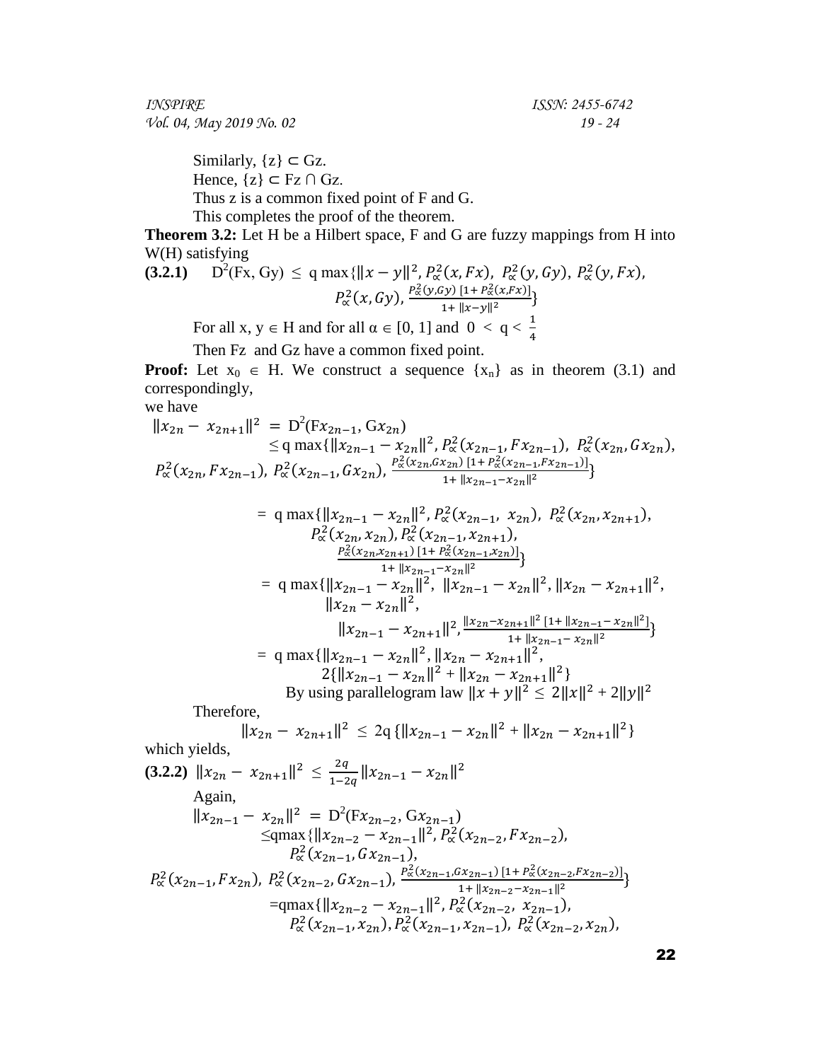Similarly, $\{z\} \subset Gz$.

Hence, $\{z\} \subset Fz \cap Gz$.

Thus z is a common fixed point of F and G.

This completes the proof of the theorem.

**Theorem 3.2:** Let H be a Hilbert space, F and G are fuzzy mappings from H into W(H) satisfying

**(3.2.1)** $$D^2(Fx, Gy) \leq q \max\{\|x-y\|^2, P_\propto^2(x, Fx),\ P_\propto^2(y, Gy),\ P_\propto^2(y, Fx), P_\propto^2(x, Gy), \frac{P_\propto^2(y,Gy)\ [1+ P_\propto^2(x,Fx)]}{1+ \|x-y\|^2}\}$$

For all x, y $\in$ H and for all $\alpha \in [0, 1]$ and $0 < q < \frac{1}{4}$

Then Fz and Gz have a common fixed point.

**Proof:** Let $x_0 \in H$. We construct a sequence $\{x_n\}$ as in theorem (3.1) and correspondingly,

we have

$$\|x_{2n} - x_{2n+1}\|^2 = D^2(Fx_{2n-1}, Gx_{2n})$$
$$\leq q \max\{\|x_{2n-1} - x_{2n}\|^2, P_\propto^2(x_{2n-1}, Fx_{2n-1}),\ P_\propto^2(x_{2n}, Gx_{2n}), P_\propto^2(x_{2n}, Fx_{2n-1}),\ P_\propto^2(x_{2n-1}, Gx_{2n}),\ \frac{P_\propto^2(x_{2n},Gx_{2n})\ [1+ P_\propto^2(x_{2n-1},Fx_{2n-1})]}{1+ \|x_{2n-1}-x_{2n}\|^2}\}$$

$$= q \max\{\|x_{2n-1} - x_{2n}\|^2, P_\propto^2(x_{2n-1},\ x_{2n}),\ P_\propto^2(x_{2n}, x_{2n+1}), P_\propto^2(x_{2n}, x_{2n}), P_\propto^2(x_{2n-1}, x_{2n+1}), \frac{P_\propto^2(x_{2n},x_{2n+1})\ [1+ P_\propto^2(x_{2n-1},x_{2n})]}{1+ \|x_{2n-1}-x_{2n}\|^2}\}$$

$$= q \max\{\|x_{2n-1} - x_{2n}\|^2,\ \|x_{2n-1} - x_{2n}\|^2, \|x_{2n} - x_{2n+1}\|^2, \|x_{2n} - x_{2n}\|^2, \|x_{2n-1} - x_{2n+1}\|^2, \frac{\|x_{2n}-x_{2n+1}\|^2\ [1+ \|x_{2n-1}- x_{2n}\|^2]}{1+ \|x_{2n-1}- x_{2n}\|^2}\}$$

$$= q \max\{\|x_{2n-1} - x_{2n}\|^2, \|x_{2n} - x_{2n+1}\|^2, 2\{\|x_{2n-1} - x_{2n}\|^2 + \|x_{2n} - x_{2n+1}\|^2\}$$

By using parallelogram law $\|x + y\|^2 \leq 2\|x\|^2 + 2\|y\|^2$

Therefore,

$$\|x_{2n} - x_{2n+1}\|^2 \leq 2q\,\{\|x_{2n-1} - x_{2n}\|^2 + \|x_{2n} - x_{2n+1}\|^2\}$$

which yields,

**(3.2.2)** $$\|x_{2n} - x_{2n+1}\|^2 \leq \frac{2q}{1-2q}\|x_{2n-1} - x_{2n}\|^2$$

Again,

$$\|x_{2n-1} - x_{2n}\|^2 = D^2(Fx_{2n-2}, Gx_{2n-1})$$
$$\leq q\max\{\|x_{2n-2} - x_{2n-1}\|^2, P_\propto^2(x_{2n-2}, Fx_{2n-2}), P_\propto^2(x_{2n-1}, Gx_{2n-1}), P_\propto^2(x_{2n-1}, Fx_{2n}),\ P_\propto^2(x_{2n-2}, Gx_{2n-1}),\ \frac{P_\propto^2(x_{2n-1},Gx_{2n-1})\ [1+ P_\propto^2(x_{2n-2},Fx_{2n-2})]}{1+ \|x_{2n-2}-x_{2n-1}\|^2}\}$$

$$= q\max\{\|x_{2n-2} - x_{2n-1}\|^2, P_\propto^2(x_{2n-2},\ x_{2n-1}), P_\propto^2(x_{2n-1}, x_{2n}), P_\propto^2(x_{2n-1}, x_{2n-1}),\ P_\propto^2(x_{2n-2}, x_{2n}),$$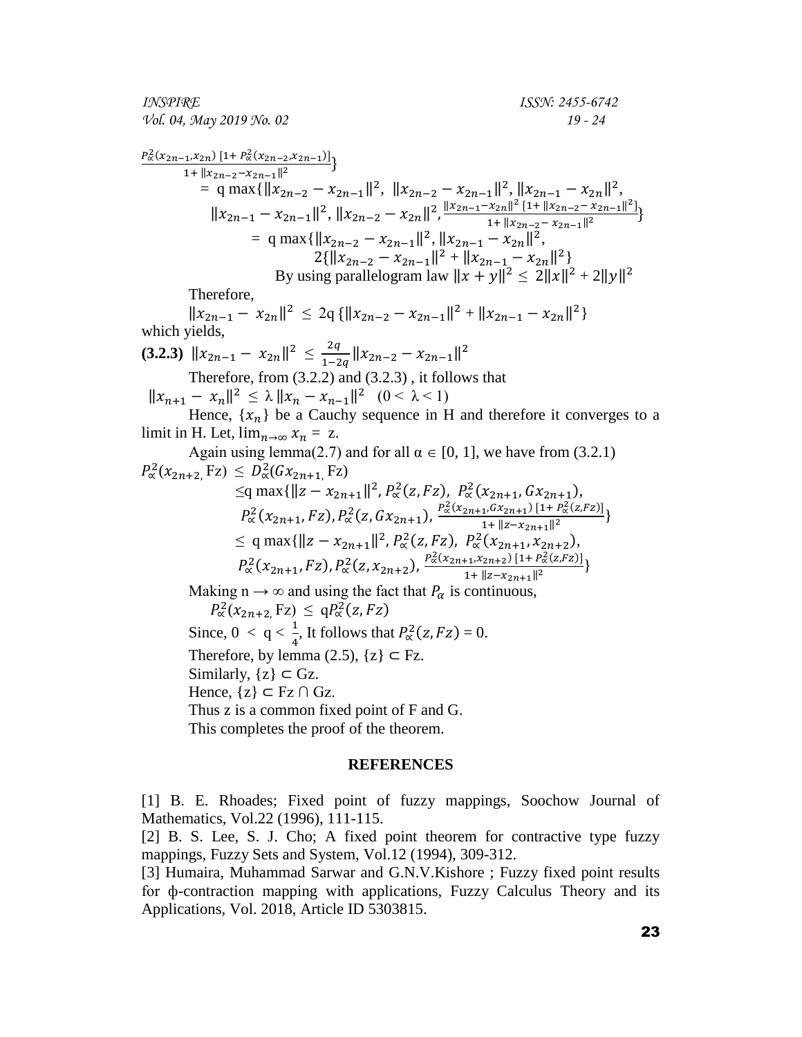$$\frac{P_\propto^2(x_{2n-1},x_{2n})\,[1+P_\propto^2(x_{2n-2},x_{2n-1})]}{1+\|x_{2n-2}-x_{2n-1}\|^2}\}$$

$$= \text{q max}\{\|x_{2n-2}-x_{2n-1}\|^2,\ \|x_{2n-2}-x_{2n-1}\|^2,\ \|x_{2n-1}-x_{2n}\|^2,$$
$$\|x_{2n-1}-x_{2n-1}\|^2,\ \|x_{2n-2}-x_{2n}\|^2,\ \frac{\|x_{2n-1}-x_{2n}\|^2\,[1+\|x_{2n-2}-x_{2n-1}\|^2]}{1+\|x_{2n-2}-x_{2n-1}\|^2}\}$$
$$= \text{q max}\{\|x_{2n-2}-x_{2n-1}\|^2,\ \|x_{2n-1}-x_{2n}\|^2,$$
$$2\{\|x_{2n-2}-x_{2n-1}\|^2+\|x_{2n-1}-x_{2n}\|^2\}$$

By using parallelogram law $\|x+y\|^2 \le 2\|x\|^2 + 2\|y\|^2$

Therefore,

$$\|x_{2n-1}-x_{2n}\|^2 \le 2\text{q}\,\{\|x_{2n-2}-x_{2n-1}\|^2+\|x_{2n-1}-x_{2n}\|^2\}$$

which yields,

**(3.2.3)** $\|x_{2n-1}-x_{2n}\|^2 \le \frac{2q}{1-2q}\|x_{2n-2}-x_{2n-1}\|^2$

Therefore, from (3.2.2) and (3.2.3) , it follows that

$\|x_{n+1}-x_n\|^2 \le \lambda\,\|x_n-x_{n-1}\|^2 \quad (0 < \lambda < 1)$

Hence, $\{x_n\}$ be a Cauchy sequence in H and therefore it converges to a limit in H. Let, $\lim_{n\to\infty} x_n = z$.

Again using lemma(2.7) and for all $\alpha \in [0, 1]$, we have from (3.2.1)

$$P_\propto^2(x_{2n+2}, \text{Fz}) \le D_\propto^2(Gx_{2n+1}, \text{Fz})$$
$$\le \text{q max}\{\|z-x_{2n+1}\|^2,\ P_\propto^2(z,Fz),\ P_\propto^2(x_{2n+1},Gx_{2n+1}),$$
$$P_\propto^2(x_{2n+1},Fz),\ P_\propto^2(z,Gx_{2n+1}),\ \frac{P_\propto^2(x_{2n+1},Gx_{2n+1})\,[1+P_\propto^2(z,Fz)]}{1+\|z-x_{2n+1}\|^2}\}$$
$$\le \text{q max}\{\|z-x_{2n+1}\|^2,\ P_\propto^2(z,Fz),\ P_\propto^2(x_{2n+1},x_{2n+2}),$$
$$P_\propto^2(x_{2n+1},Fz),\ P_\propto^2(z,x_{2n+2}),\ \frac{P_\propto^2(x_{2n+1},x_{2n+2})\,[1+P_\propto^2(z,Fz)]}{1+\|z-x_{2n+1}\|^2}\}$$

Making $n \to \infty$ and using the fact that $P_\alpha$ is continuous,

$$P_\propto^2(x_{2n+2}, \text{Fz}) \le \text{q}P_\propto^2(z,Fz)$$

Since, $0 < q < \frac{1}{4}$, It follows that $P_\propto^2(z,Fz) = 0$.

Therefore, by lemma (2.5), $\{z\} \subset \text{Fz}$.

Similarly, $\{z\} \subset \text{Gz}$.

Hence, $\{z\} \subset \text{Fz} \cap \text{Gz}$.

Thus z is a common fixed point of F and G.

This completes the proof of the theorem.

## REFERENCES

[1] B. E. Rhoades; Fixed point of fuzzy mappings, Soochow Journal of Mathematics, Vol.22 (1996), 111-115.

[2] B. S. Lee, S. J. Cho; A fixed point theorem for contractive type fuzzy mappings, Fuzzy Sets and System, Vol.12 (1994), 309-312.

[3] Humaira, Muhammad Sarwar and G.N.V.Kishore ; Fuzzy fixed point results for ϕ-contraction mapping with applications, Fuzzy Calculus Theory and its Applications, Vol. 2018, Article ID 5303815.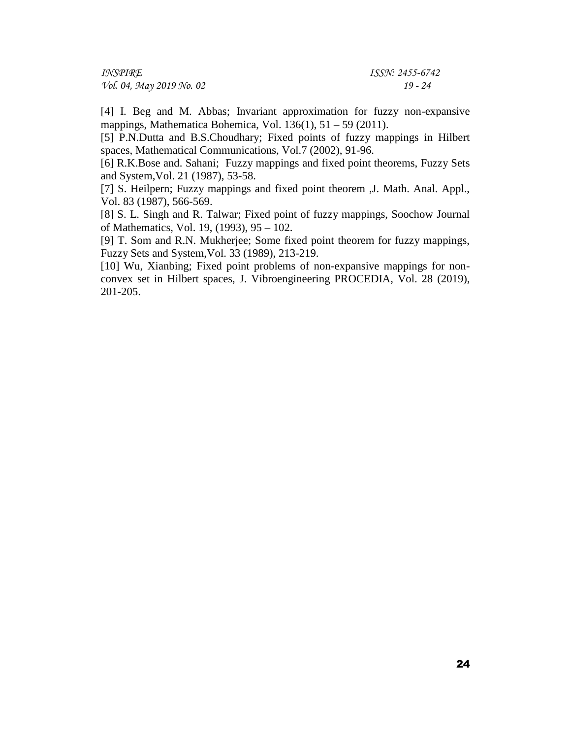[4] I. Beg and M. Abbas; Invariant approximation for fuzzy non-expansive mappings, Mathematica Bohemica, Vol. 136(1), 51 – 59 (2011).

[5] P.N.Dutta and B.S.Choudhary; Fixed points of fuzzy mappings in Hilbert spaces, Mathematical Communications, Vol.7 (2002), 91-96.

[6] R.K.Bose and. Sahani; Fuzzy mappings and fixed point theorems, Fuzzy Sets and System,Vol. 21 (1987), 53-58.

[7] S. Heilpern; Fuzzy mappings and fixed point theorem ,J. Math. Anal. Appl., Vol. 83 (1987), 566-569.

[8] S. L. Singh and R. Talwar; Fixed point of fuzzy mappings, Soochow Journal of Mathematics, Vol. 19, (1993), 95 – 102.

[9] T. Som and R.N. Mukherjee; Some fixed point theorem for fuzzy mappings, Fuzzy Sets and System,Vol. 33 (1989), 213-219.

[10] Wu, Xianbing; Fixed point problems of non-expansive mappings for non-convex set in Hilbert spaces, J. Vibroengineering PROCEDIA, Vol. 28 (2019), 201-205.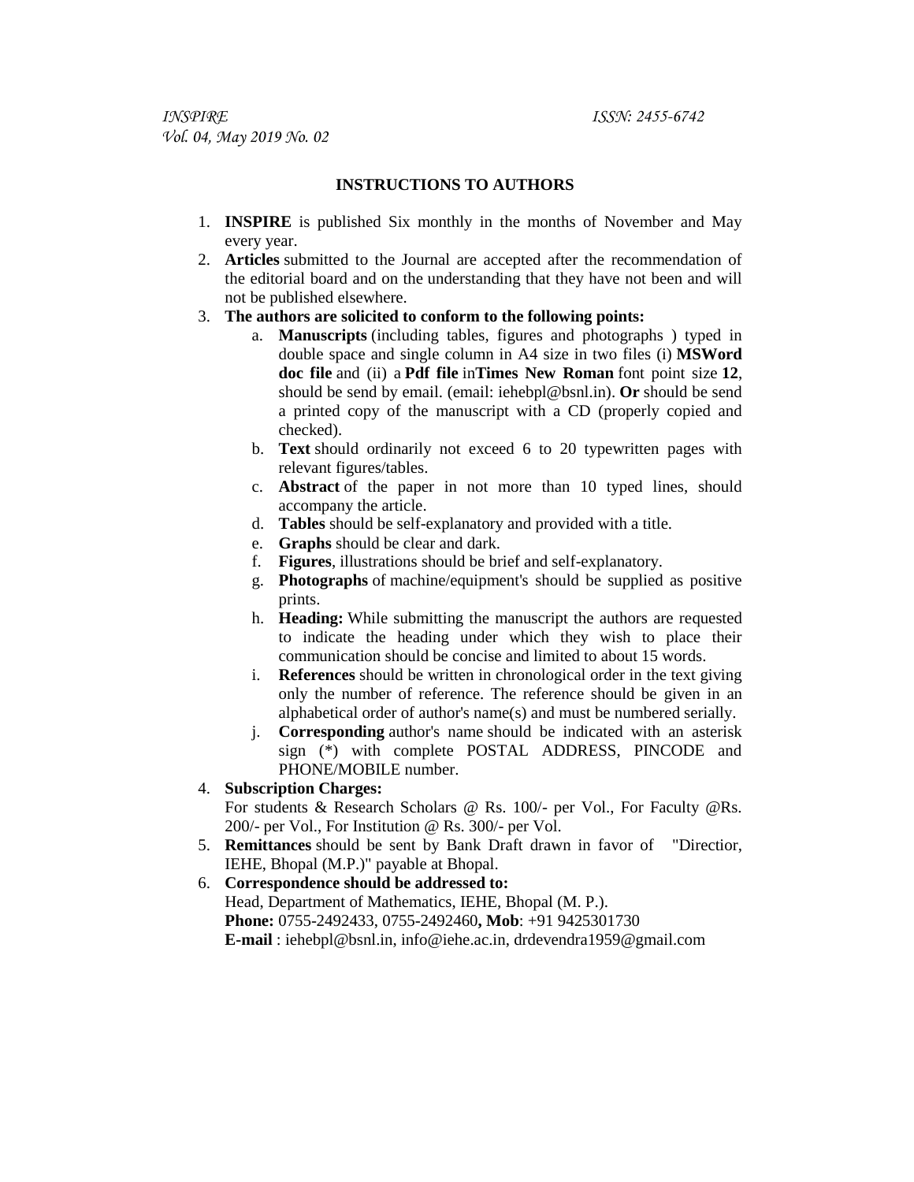# INSTRUCTIONS TO AUTHORS

1. **INSPIRE** is published Six monthly in the months of November and May every year.
2. **Articles** submitted to the Journal are accepted after the recommendation of the editorial board and on the understanding that they have not been and will not be published elsewhere.
3. **The authors are solicited to conform to the following points:**
   a. **Manuscripts** (including tables, figures and photographs ) typed in double space and single column in A4 size in two files (i) **MSWord doc file** and (ii) a **Pdf file** in**Times New Roman** font point size **12**, should be send by email. (email: iehebpl@bsnl.in). **Or** should be send a printed copy of the manuscript with a CD (properly copied and checked).
   b. **Text** should ordinarily not exceed 6 to 20 typewritten pages with relevant figures/tables.
   c. **Abstract** of the paper in not more than 10 typed lines, should accompany the article.
   d. **Tables** should be self-explanatory and provided with a title.
   e. **Graphs** should be clear and dark.
   f. **Figures**, illustrations should be brief and self-explanatory.
   g. **Photographs** of machine/equipment's should be supplied as positive prints.
   h. **Heading:** While submitting the manuscript the authors are requested to indicate the heading under which they wish to place their communication should be concise and limited to about 15 words.
   i. **References** should be written in chronological order in the text giving only the number of reference. The reference should be given in an alphabetical order of author's name(s) and must be numbered serially.
   j. **Corresponding** author's name should be indicated with an asterisk sign (*) with complete POSTAL ADDRESS, PINCODE and PHONE/MOBILE number.
4. **Subscription Charges:**
   For students & Research Scholars @ Rs. 100/- per Vol., For Faculty @Rs. 200/- per Vol., For Institution @ Rs. 300/- per Vol.
5. **Remittances** should be sent by Bank Draft drawn in favor of "Directior, IEHE, Bhopal (M.P.)" payable at Bhopal.
6. **Correspondence should be addressed to:**
   Head, Department of Mathematics, IEHE, Bhopal (M. P.).
   **Phone:** 0755-2492433, 0755-2492460**, Mob**: +91 9425301730
   **E-mail** : iehebpl@bsnl.in, info@iehe.ac.in, drdevendra1959@gmail.com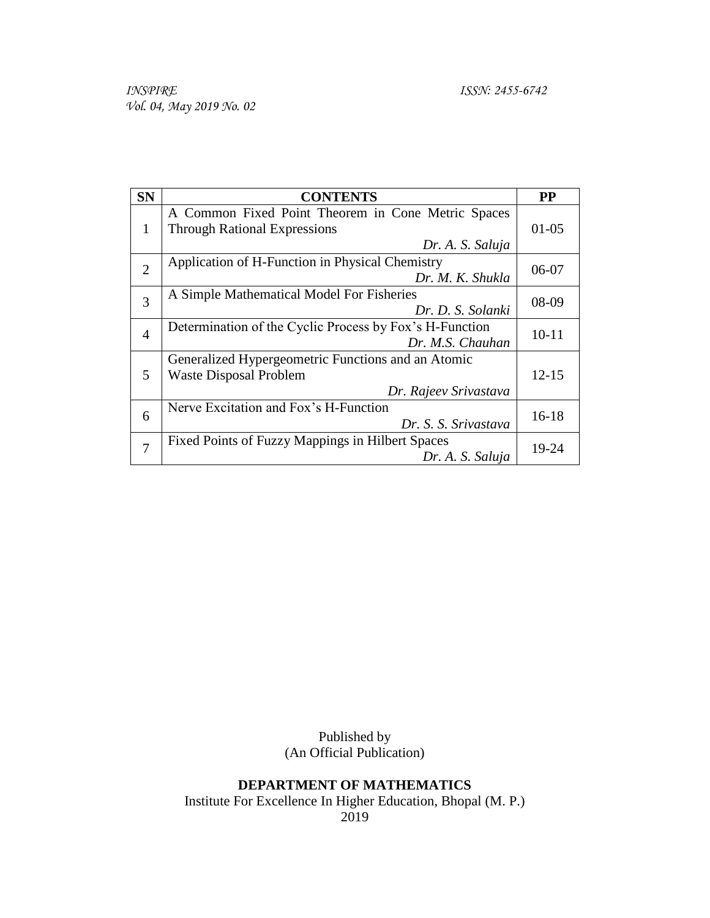INSPIRE ISSN: 2455-6742
Vol. 04, May 2019 No. 02

| SN | CONTENTS | PP |
|---|---|---|
| 1 | A Common Fixed Point Theorem in Cone Metric Spaces Through Rational Expressions *Dr. A. S. Saluja* | 01-05 |
| 2 | Application of H-Function in Physical Chemistry *Dr. M. K. Shukla* | 06-07 |
| 3 | A Simple Mathematical Model For Fisheries *Dr. D. S. Solanki* | 08-09 |
| 4 | Determination of the Cyclic Process by Fox's H-Function *Dr. M.S. Chauhan* | 10-11 |
| 5 | Generalized Hypergeometric Functions and an Atomic Waste Disposal Problem *Dr. Rajeev Srivastava* | 12-15 |
| 6 | Nerve Excitation and Fox's H-Function *Dr. S. S. Srivastava* | 16-18 |
| 7 | Fixed Points of Fuzzy Mappings in Hilbert Spaces *Dr. A. S. Saluja* | 19-24 |

Published by
(An Official Publication)

**DEPARTMENT OF MATHEMATICS**
Institute For Excellence In Higher Education, Bhopal (M. P.)
2019